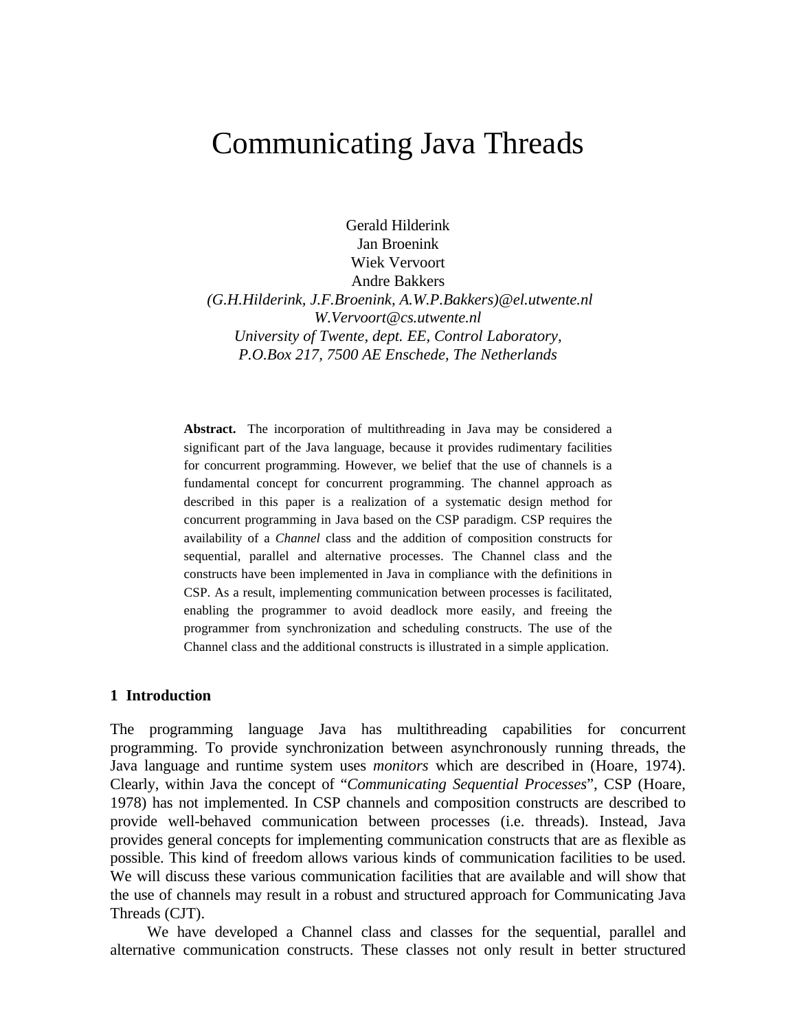# Communicating Java Threads

Gerald Hilderink
Jan Broenink
Wiek Vervoort
Andre Bakkers

*(G.H.Hilderink, J.F.Broenink, A.W.P.Bakkers)@el.utwente.nl*
*W.Vervoort@cs.utwente.nl*
*University of Twente, dept. EE, Control Laboratory,*
*P.O.Box 217, 7500 AE Enschede, The Netherlands*

**Abstract.** The incorporation of multithreading in Java may be considered a significant part of the Java language, because it provides rudimentary facilities for concurrent programming. However, we belief that the use of channels is a fundamental concept for concurrent programming. The channel approach as described in this paper is a realization of a systematic design method for concurrent programming in Java based on the CSP paradigm. CSP requires the availability of a *Channel* class and the addition of composition constructs for sequential, parallel and alternative processes. The Channel class and the constructs have been implemented in Java in compliance with the definitions in CSP. As a result, implementing communication between processes is facilitated, enabling the programmer to avoid deadlock more easily, and freeing the programmer from synchronization and scheduling constructs. The use of the Channel class and the additional constructs is illustrated in a simple application.

## 1 Introduction

The programming language Java has multithreading capabilities for concurrent programming. To provide synchronization between asynchronously running threads, the Java language and runtime system uses *monitors* which are described in (Hoare, 1974). Clearly, within Java the concept of "*Communicating Sequential Processes*", CSP (Hoare, 1978) has not implemented. In CSP channels and composition constructs are described to provide well-behaved communication between processes (i.e. threads). Instead, Java provides general concepts for implementing communication constructs that are as flexible as possible. This kind of freedom allows various kinds of communication facilities to be used. We will discuss these various communication facilities that are available and will show that the use of channels may result in a robust and structured approach for Communicating Java Threads (CJT).

We have developed a Channel class and classes for the sequential, parallel and alternative communication constructs. These classes not only result in better structured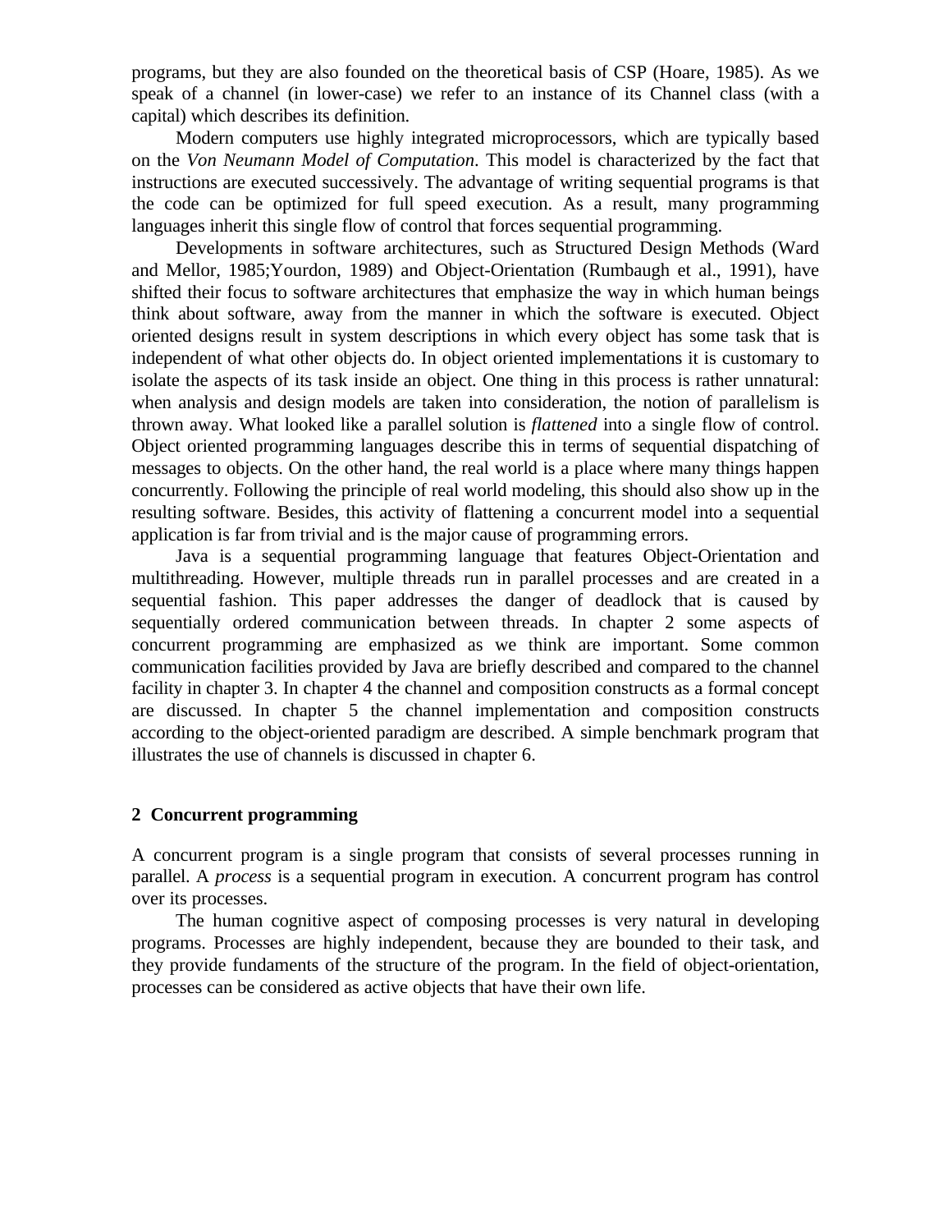programs, but they are also founded on the theoretical basis of CSP (Hoare, 1985). As we speak of a channel (in lower-case) we refer to an instance of its Channel class (with a capital) which describes its definition.

Modern computers use highly integrated microprocessors, which are typically based on the *Von Neumann Model of Computation*. This model is characterized by the fact that instructions are executed successively. The advantage of writing sequential programs is that the code can be optimized for full speed execution. As a result, many programming languages inherit this single flow of control that forces sequential programming.

Developments in software architectures, such as Structured Design Methods (Ward and Mellor, 1985;Yourdon, 1989) and Object-Orientation (Rumbaugh et al., 1991), have shifted their focus to software architectures that emphasize the way in which human beings think about software, away from the manner in which the software is executed. Object oriented designs result in system descriptions in which every object has some task that is independent of what other objects do. In object oriented implementations it is customary to isolate the aspects of its task inside an object. One thing in this process is rather unnatural: when analysis and design models are taken into consideration, the notion of parallelism is thrown away. What looked like a parallel solution is *flattened* into a single flow of control. Object oriented programming languages describe this in terms of sequential dispatching of messages to objects. On the other hand, the real world is a place where many things happen concurrently. Following the principle of real world modeling, this should also show up in the resulting software. Besides, this activity of flattening a concurrent model into a sequential application is far from trivial and is the major cause of programming errors.

Java is a sequential programming language that features Object-Orientation and multithreading. However, multiple threads run in parallel processes and are created in a sequential fashion. This paper addresses the danger of deadlock that is caused by sequentially ordered communication between threads. In chapter 2 some aspects of concurrent programming are emphasized as we think are important. Some common communication facilities provided by Java are briefly described and compared to the channel facility in chapter 3. In chapter 4 the channel and composition constructs as a formal concept are discussed. In chapter 5 the channel implementation and composition constructs according to the object-oriented paradigm are described. A simple benchmark program that illustrates the use of channels is discussed in chapter 6.

## 2 Concurrent programming

A concurrent program is a single program that consists of several processes running in parallel. A *process* is a sequential program in execution. A concurrent program has control over its processes.

The human cognitive aspect of composing processes is very natural in developing programs. Processes are highly independent, because they are bounded to their task, and they provide fundaments of the structure of the program. In the field of object-orientation, processes can be considered as active objects that have their own life.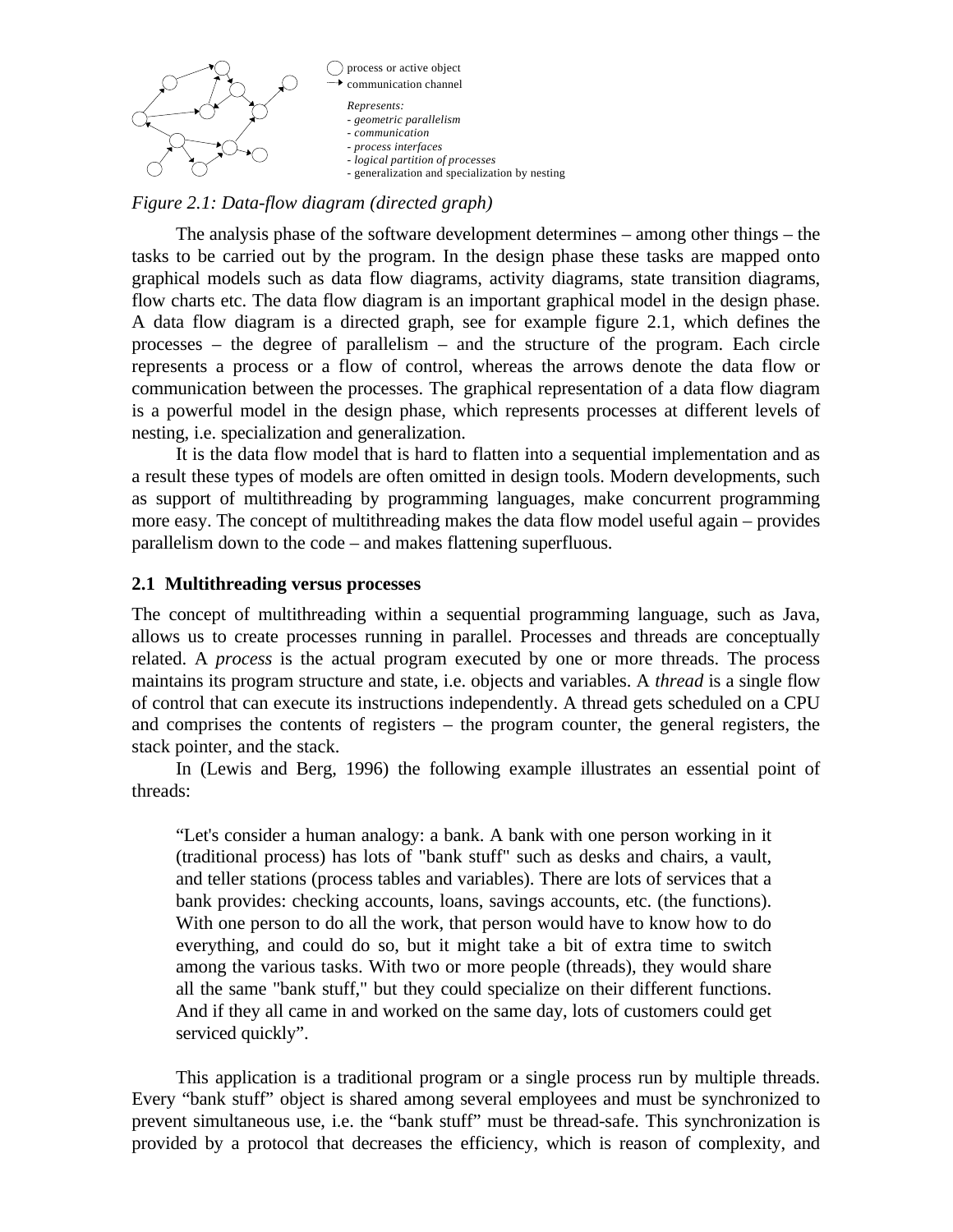process or active object

communication channel

*Represents:*
*- geometric parallelism*
*- communication*
*- process interfaces*
*- logical partition of processes*
- generalization and specialization by nesting

*Figure 2.1: Data-flow diagram (directed graph)*

The analysis phase of the software development determines – among other things – the tasks to be carried out by the program. In the design phase these tasks are mapped onto graphical models such as data flow diagrams, activity diagrams, state transition diagrams, flow charts etc. The data flow diagram is an important graphical model in the design phase. A data flow diagram is a directed graph, see for example figure 2.1, which defines the processes – the degree of parallelism – and the structure of the program. Each circle represents a process or a flow of control, whereas the arrows denote the data flow or communication between the processes. The graphical representation of a data flow diagram is a powerful model in the design phase, which represents processes at different levels of nesting, i.e. specialization and generalization.

It is the data flow model that is hard to flatten into a sequential implementation and as a result these types of models are often omitted in design tools. Modern developments, such as support of multithreading by programming languages, make concurrent programming more easy. The concept of multithreading makes the data flow model useful again – provides parallelism down to the code – and makes flattening superfluous.

## 2.1 Multithreading versus processes

The concept of multithreading within a sequential programming language, such as Java, allows us to create processes running in parallel. Processes and threads are conceptually related. A *process* is the actual program executed by one or more threads. The process maintains its program structure and state, i.e. objects and variables. A *thread* is a single flow of control that can execute its instructions independently. A thread gets scheduled on a CPU and comprises the contents of registers – the program counter, the general registers, the stack pointer, and the stack.

In (Lewis and Berg, 1996) the following example illustrates an essential point of threads:

> “Let's consider a human analogy: a bank. A bank with one person working in it (traditional process) has lots of "bank stuff" such as desks and chairs, a vault, and teller stations (process tables and variables). There are lots of services that a bank provides: checking accounts, loans, savings accounts, etc. (the functions). With one person to do all the work, that person would have to know how to do everything, and could do so, but it might take a bit of extra time to switch among the various tasks. With two or more people (threads), they would share all the same "bank stuff," but they could specialize on their different functions. And if they all came in and worked on the same day, lots of customers could get serviced quickly”.

This application is a traditional program or a single process run by multiple threads. Every “bank stuff” object is shared among several employees and must be synchronized to prevent simultaneous use, i.e. the “bank stuff” must be thread-safe. This synchronization is provided by a protocol that decreases the efficiency, which is reason of complexity, and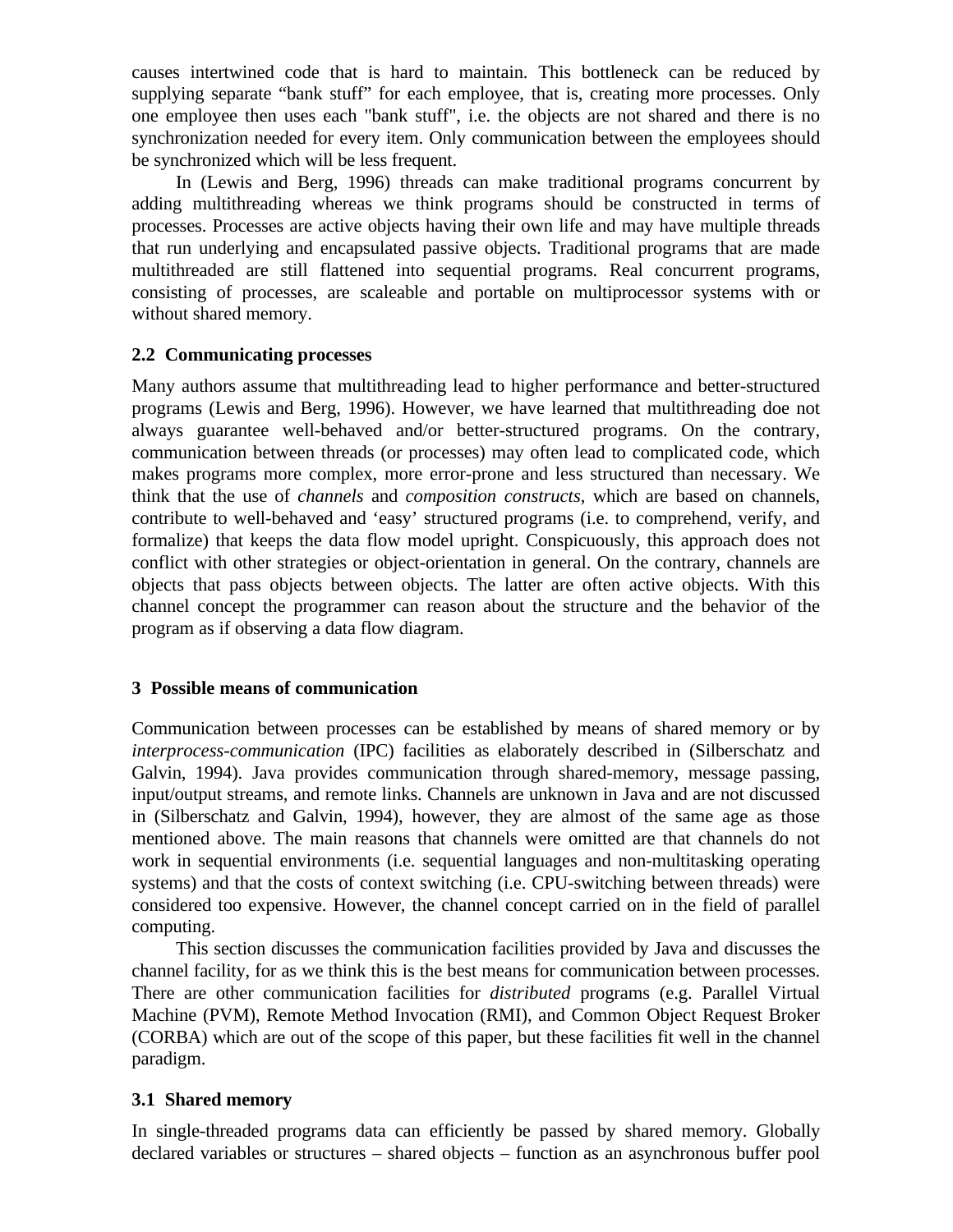causes intertwined code that is hard to maintain. This bottleneck can be reduced by supplying separate “bank stuff” for each employee, that is, creating more processes. Only one employee then uses each "bank stuff", i.e. the objects are not shared and there is no synchronization needed for every item. Only communication between the employees should be synchronized which will be less frequent.

In (Lewis and Berg, 1996) threads can make traditional programs concurrent by adding multithreading whereas we think programs should be constructed in terms of processes. Processes are active objects having their own life and may have multiple threads that run underlying and encapsulated passive objects. Traditional programs that are made multithreaded are still flattened into sequential programs. Real concurrent programs, consisting of processes, are scaleable and portable on multiprocessor systems with or without shared memory.

### 2.2 Communicating processes

Many authors assume that multithreading lead to higher performance and better-structured programs (Lewis and Berg, 1996). However, we have learned that multithreading doe not always guarantee well-behaved and/or better-structured programs. On the contrary, communication between threads (or processes) may often lead to complicated code, which makes programs more complex, more error-prone and less structured than necessary. We think that the use of *channels* and *composition constructs*, which are based on channels, contribute to well-behaved and ‘easy’ structured programs (i.e. to comprehend, verify, and formalize) that keeps the data flow model upright. Conspicuously, this approach does not conflict with other strategies or object-orientation in general. On the contrary, channels are objects that pass objects between objects. The latter are often active objects. With this channel concept the programmer can reason about the structure and the behavior of the program as if observing a data flow diagram.

## 3 Possible means of communication

Communication between processes can be established by means of shared memory or by *interprocess-communication* (IPC) facilities as elaborately described in (Silberschatz and Galvin, 1994). Java provides communication through shared-memory, message passing, input/output streams, and remote links. Channels are unknown in Java and are not discussed in (Silberschatz and Galvin, 1994), however, they are almost of the same age as those mentioned above. The main reasons that channels were omitted are that channels do not work in sequential environments (i.e. sequential languages and non-multitasking operating systems) and that the costs of context switching (i.e. CPU-switching between threads) were considered too expensive. However, the channel concept carried on in the field of parallel computing.

This section discusses the communication facilities provided by Java and discusses the channel facility, for as we think this is the best means for communication between processes. There are other communication facilities for *distributed* programs (e.g. Parallel Virtual Machine (PVM), Remote Method Invocation (RMI), and Common Object Request Broker (CORBA) which are out of the scope of this paper, but these facilities fit well in the channel paradigm.

### 3.1 Shared memory

In single-threaded programs data can efficiently be passed by shared memory. Globally declared variables or structures – shared objects – function as an asynchronous buffer pool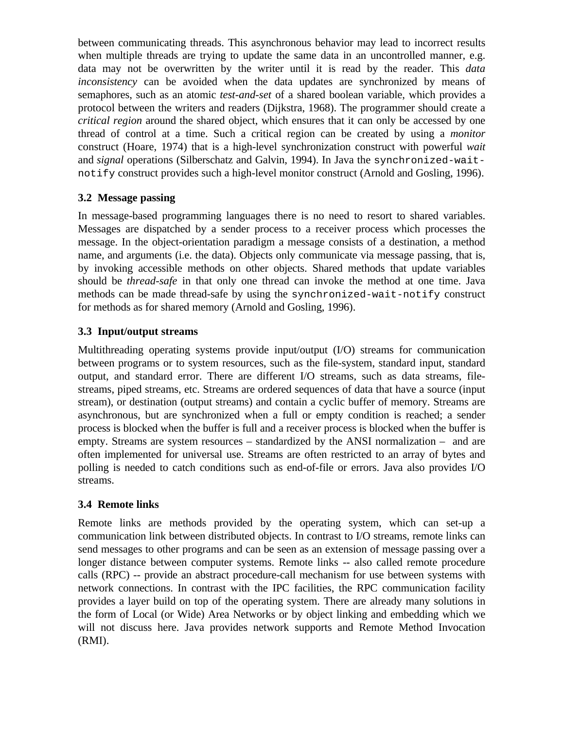between communicating threads. This asynchronous behavior may lead to incorrect results when multiple threads are trying to update the same data in an uncontrolled manner, e.g. data may not be overwritten by the writer until it is read by the reader. This *data inconsistency* can be avoided when the data updates are synchronized by means of semaphores, such as an atomic *test-and-set* of a shared boolean variable, which provides a protocol between the writers and readers (Dijkstra, 1968). The programmer should create a *critical region* around the shared object, which ensures that it can only be accessed by one thread of control at a time. Such a critical region can be created by using a *monitor* construct (Hoare, 1974) that is a high-level synchronization construct with powerful *wait* and *signal* operations (Silberschatz and Galvin, 1994). In Java the `synchronized-wait-notify` construct provides such a high-level monitor construct (Arnold and Gosling, 1996).

### 3.2 Message passing

In message-based programming languages there is no need to resort to shared variables. Messages are dispatched by a sender process to a receiver process which processes the message. In the object-orientation paradigm a message consists of a destination, a method name, and arguments (i.e. the data). Objects only communicate via message passing, that is, by invoking accessible methods on other objects. Shared methods that update variables should be *thread-safe* in that only one thread can invoke the method at one time. Java methods can be made thread-safe by using the `synchronized-wait-notify` construct for methods as for shared memory (Arnold and Gosling, 1996).

### 3.3 Input/output streams

Multithreading operating systems provide input/output (I/O) streams for communication between programs or to system resources, such as the file-system, standard input, standard output, and standard error. There are different I/O streams, such as data streams, file-streams, piped streams, etc. Streams are ordered sequences of data that have a source (input stream), or destination (output streams) and contain a cyclic buffer of memory. Streams are asynchronous, but are synchronized when a full or empty condition is reached; a sender process is blocked when the buffer is full and a receiver process is blocked when the buffer is empty. Streams are system resources – standardized by the ANSI normalization – and are often implemented for universal use. Streams are often restricted to an array of bytes and polling is needed to catch conditions such as end-of-file or errors. Java also provides I/O streams.

### 3.4 Remote links

Remote links are methods provided by the operating system, which can set-up a communication link between distributed objects. In contrast to I/O streams, remote links can send messages to other programs and can be seen as an extension of message passing over a longer distance between computer systems. Remote links -- also called remote procedure calls (RPC) -- provide an abstract procedure-call mechanism for use between systems with network connections. In contrast with the IPC facilities, the RPC communication facility provides a layer build on top of the operating system. There are already many solutions in the form of Local (or Wide) Area Networks or by object linking and embedding which we will not discuss here. Java provides network supports and Remote Method Invocation (RMI).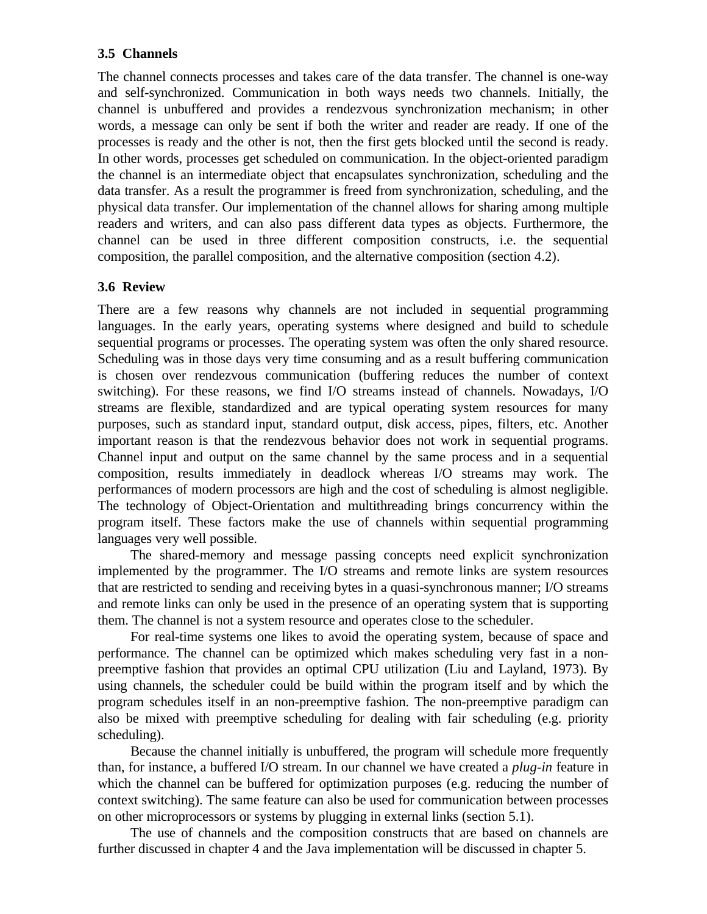### 3.5 Channels

The channel connects processes and takes care of the data transfer. The channel is one-way and self-synchronized. Communication in both ways needs two channels. Initially, the channel is unbuffered and provides a rendezvous synchronization mechanism; in other words, a message can only be sent if both the writer and reader are ready. If one of the processes is ready and the other is not, then the first gets blocked until the second is ready. In other words, processes get scheduled on communication. In the object-oriented paradigm the channel is an intermediate object that encapsulates synchronization, scheduling and the data transfer. As a result the programmer is freed from synchronization, scheduling, and the physical data transfer. Our implementation of the channel allows for sharing among multiple readers and writers, and can also pass different data types as objects. Furthermore, the channel can be used in three different composition constructs, i.e. the sequential composition, the parallel composition, and the alternative composition (section 4.2).

### 3.6 Review

There are a few reasons why channels are not included in sequential programming languages. In the early years, operating systems where designed and build to schedule sequential programs or processes. The operating system was often the only shared resource. Scheduling was in those days very time consuming and as a result buffering communication is chosen over rendezvous communication (buffering reduces the number of context switching). For these reasons, we find I/O streams instead of channels. Nowadays, I/O streams are flexible, standardized and are typical operating system resources for many purposes, such as standard input, standard output, disk access, pipes, filters, etc. Another important reason is that the rendezvous behavior does not work in sequential programs. Channel input and output on the same channel by the same process and in a sequential composition, results immediately in deadlock whereas I/O streams may work. The performances of modern processors are high and the cost of scheduling is almost negligible. The technology of Object-Orientation and multithreading brings concurrency within the program itself. These factors make the use of channels within sequential programming languages very well possible.

The shared-memory and message passing concepts need explicit synchronization implemented by the programmer. The I/O streams and remote links are system resources that are restricted to sending and receiving bytes in a quasi-synchronous manner; I/O streams and remote links can only be used in the presence of an operating system that is supporting them. The channel is not a system resource and operates close to the scheduler.

For real-time systems one likes to avoid the operating system, because of space and performance. The channel can be optimized which makes scheduling very fast in a non-preemptive fashion that provides an optimal CPU utilization (Liu and Layland, 1973). By using channels, the scheduler could be build within the program itself and by which the program schedules itself in an non-preemptive fashion. The non-preemptive paradigm can also be mixed with preemptive scheduling for dealing with fair scheduling (e.g. priority scheduling).

Because the channel initially is unbuffered, the program will schedule more frequently than, for instance, a buffered I/O stream. In our channel we have created a *plug-in* feature in which the channel can be buffered for optimization purposes (e.g. reducing the number of context switching). The same feature can also be used for communication between processes on other microprocessors or systems by plugging in external links (section 5.1).

The use of channels and the composition constructs that are based on channels are further discussed in chapter 4 and the Java implementation will be discussed in chapter 5.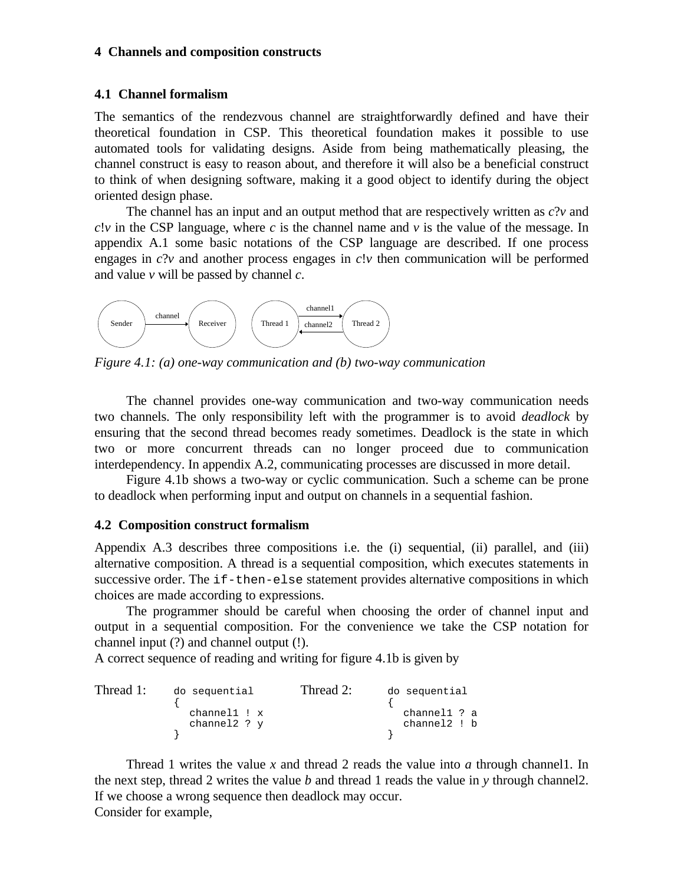## 4 Channels and composition constructs

### 4.1 Channel formalism

The semantics of the rendezvous channel are straightforwardly defined and have their theoretical foundation in CSP. This theoretical foundation makes it possible to use automated tools for validating designs. Aside from being mathematically pleasing, the channel construct is easy to reason about, and therefore it will also be a beneficial construct to think of when designing software, making it a good object to identify during the object oriented design phase.

The channel has an input and an output method that are respectively written as *c*?*v* and *c*!*v* in the CSP language, where *c* is the channel name and *v* is the value of the message. In appendix A.1 some basic notations of the CSP language are described. If one process engages in *c*?*v* and another process engages in *c*!*v* then communication will be performed and value *v* will be passed by channel *c*.

Sender —channel→ Receiver    Thread 1 —channel1→ Thread 2, Thread 2 —channel2→ Thread 1

*Figure 4.1: (a) one-way communication and (b) two-way communication*

The channel provides one-way communication and two-way communication needs two channels. The only responsibility left with the programmer is to avoid *deadlock* by ensuring that the second thread becomes ready sometimes. Deadlock is the state in which two or more concurrent threads can no longer proceed due to communication interdependency. In appendix A.2, communicating processes are discussed in more detail.

Figure 4.1b shows a two-way or cyclic communication. Such a scheme can be prone to deadlock when performing input and output on channels in a sequential fashion.

### 4.2 Composition construct formalism

Appendix A.3 describes three compositions i.e. the (i) sequential, (ii) parallel, and (iii) alternative composition. A thread is a sequential composition, which executes statements in successive order. The `if-then-else` statement provides alternative compositions in which choices are made according to expressions.

The programmer should be careful when choosing the order of channel input and output in a sequential composition. For the convenience we take the CSP notation for channel input (?) and channel output (!).

A correct sequence of reading and writing for figure 4.1b is given by

Thread 1:
```
do sequential
{
  channel1 ! x
  channel2 ? y
}
```

Thread 2:
```
do sequential
{
  channel1 ? a
  channel2 ! b
}
```

Thread 1 writes the value *x* and thread 2 reads the value into *a* through channel1. In the next step, thread 2 writes the value *b* and thread 1 reads the value in *y* through channel2. If we choose a wrong sequence then deadlock may occur.

Consider for example,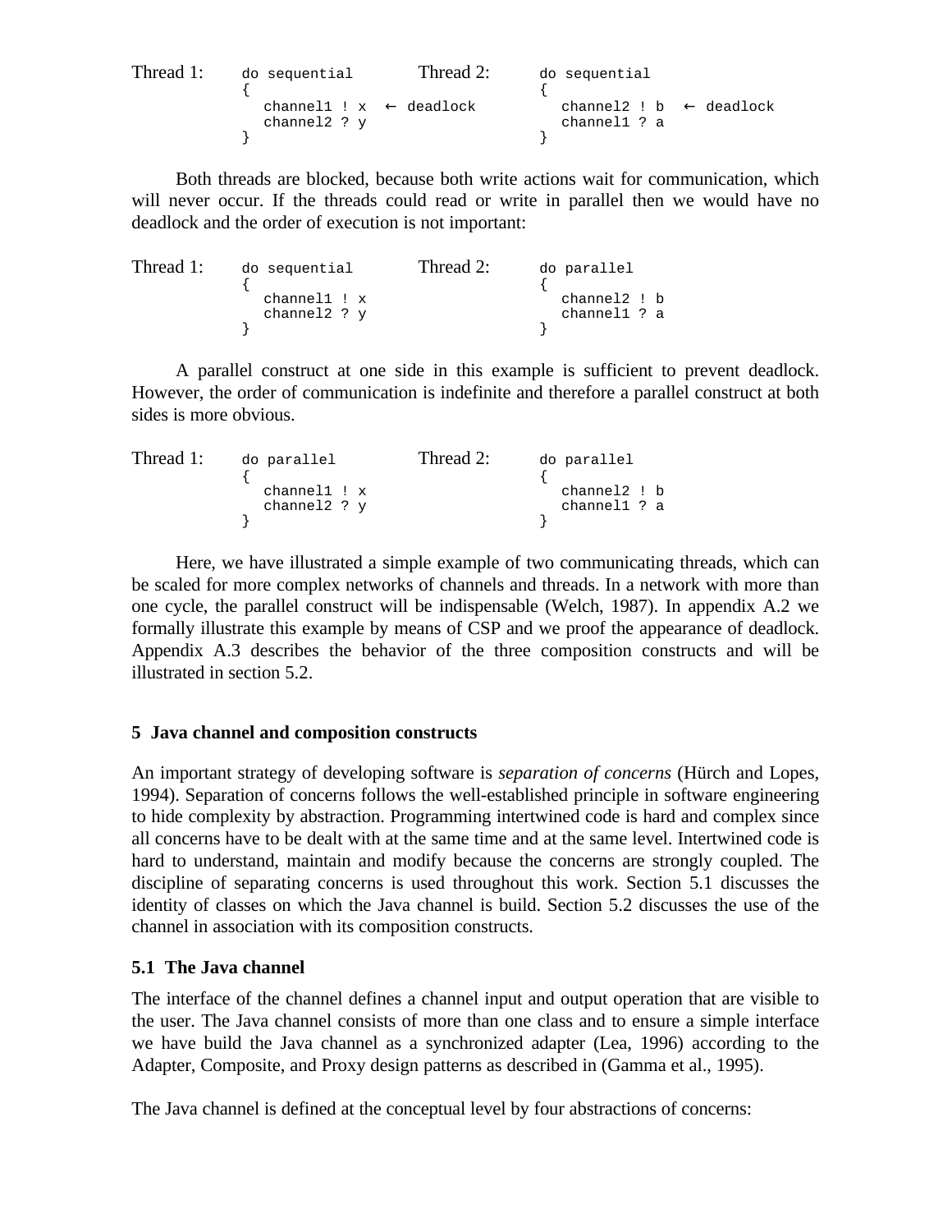```
Thread 1:   do sequential          Thread 2:   do sequential
            {                                  {
              channel1 ! x  ← deadlock           channel2 ! b  ← deadlock
              channel2 ? y                       channel1 ? a
            }                                  }
```

Both threads are blocked, because both write actions wait for communication, which will never occur. If the threads could read or write in parallel then we would have no deadlock and the order of execution is not important:

```
Thread 1:   do sequential          Thread 2:   do parallel
            {                                  {
              channel1 ! x                       channel2 ! b
              channel2 ? y                       channel1 ? a
            }                                  }
```

A parallel construct at one side in this example is sufficient to prevent deadlock. However, the order of communication is indefinite and therefore a parallel construct at both sides is more obvious.

```
Thread 1:   do parallel            Thread 2:   do parallel
            {                                  {
              channel1 ! x                       channel2 ! b
              channel2 ? y                       channel1 ? a
            }                                  }
```

Here, we have illustrated a simple example of two communicating threads, which can be scaled for more complex networks of channels and threads. In a network with more than one cycle, the parallel construct will be indispensable (Welch, 1987). In appendix A.2 we formally illustrate this example by means of CSP and we proof the appearance of deadlock. Appendix A.3 describes the behavior of the three composition constructs and will be illustrated in section 5.2.

## 5 Java channel and composition constructs

An important strategy of developing software is *separation of concerns* (Hürch and Lopes, 1994). Separation of concerns follows the well-established principle in software engineering to hide complexity by abstraction. Programming intertwined code is hard and complex since all concerns have to be dealt with at the same time and at the same level. Intertwined code is hard to understand, maintain and modify because the concerns are strongly coupled. The discipline of separating concerns is used throughout this work. Section 5.1 discusses the identity of classes on which the Java channel is build. Section 5.2 discusses the use of the channel in association with its composition constructs.

### 5.1 The Java channel

The interface of the channel defines a channel input and output operation that are visible to the user. The Java channel consists of more than one class and to ensure a simple interface we have build the Java channel as a synchronized adapter (Lea, 1996) according to the Adapter, Composite, and Proxy design patterns as described in (Gamma et al., 1995).

The Java channel is defined at the conceptual level by four abstractions of concerns: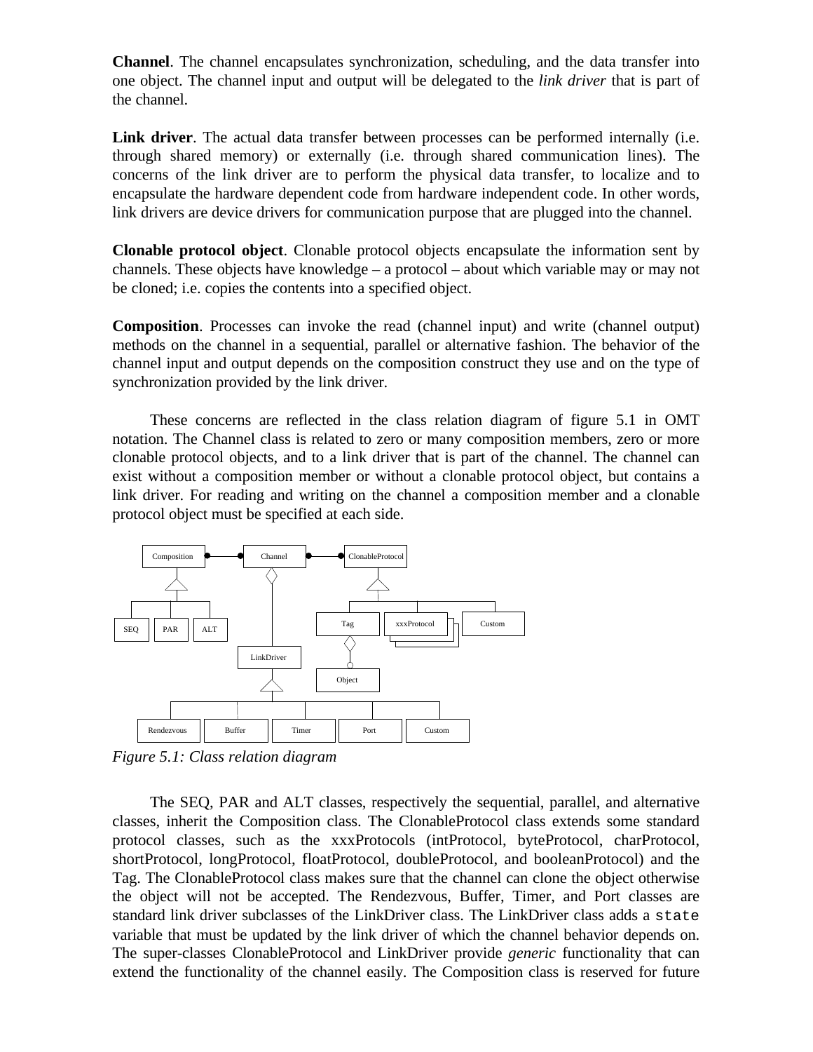**Channel**. The channel encapsulates synchronization, scheduling, and the data transfer into one object. The channel input and output will be delegated to the *link driver* that is part of the channel.

**Link driver**. The actual data transfer between processes can be performed internally (i.e. through shared memory) or externally (i.e. through shared communication lines). The concerns of the link driver are to perform the physical data transfer, to localize and to encapsulate the hardware dependent code from hardware independent code. In other words, link drivers are device drivers for communication purpose that are plugged into the channel.

**Clonable protocol object**. Clonable protocol objects encapsulate the information sent by channels. These objects have knowledge – a protocol – about which variable may or may not be cloned; i.e. copies the contents into a specified object.

**Composition**. Processes can invoke the read (channel input) and write (channel output) methods on the channel in a sequential, parallel or alternative fashion. The behavior of the channel input and output depends on the composition construct they use and on the type of synchronization provided by the link driver.

These concerns are reflected in the class relation diagram of figure 5.1 in OMT notation. The Channel class is related to zero or many composition members, zero or more clonable protocol objects, and to a link driver that is part of the channel. The channel can exist without a composition member or without a clonable protocol object, but contains a link driver. For reading and writing on the channel a composition member and a clonable protocol object must be specified at each side.

*Figure 5.1: Class relation diagram*

The SEQ, PAR and ALT classes, respectively the sequential, parallel, and alternative classes, inherit the Composition class. The ClonableProtocol class extends some standard protocol classes, such as the xxxProtocols (intProtocol, byteProtocol, charProtocol, shortProtocol, longProtocol, floatProtocol, doubleProtocol, and booleanProtocol) and the Tag. The ClonableProtocol class makes sure that the channel can clone the object otherwise the object will not be accepted. The Rendezvous, Buffer, Timer, and Port classes are standard link driver subclasses of the LinkDriver class. The LinkDriver class adds a `state` variable that must be updated by the link driver of which the channel behavior depends on. The super-classes ClonableProtocol and LinkDriver provide *generic* functionality that can extend the functionality of the channel easily. The Composition class is reserved for future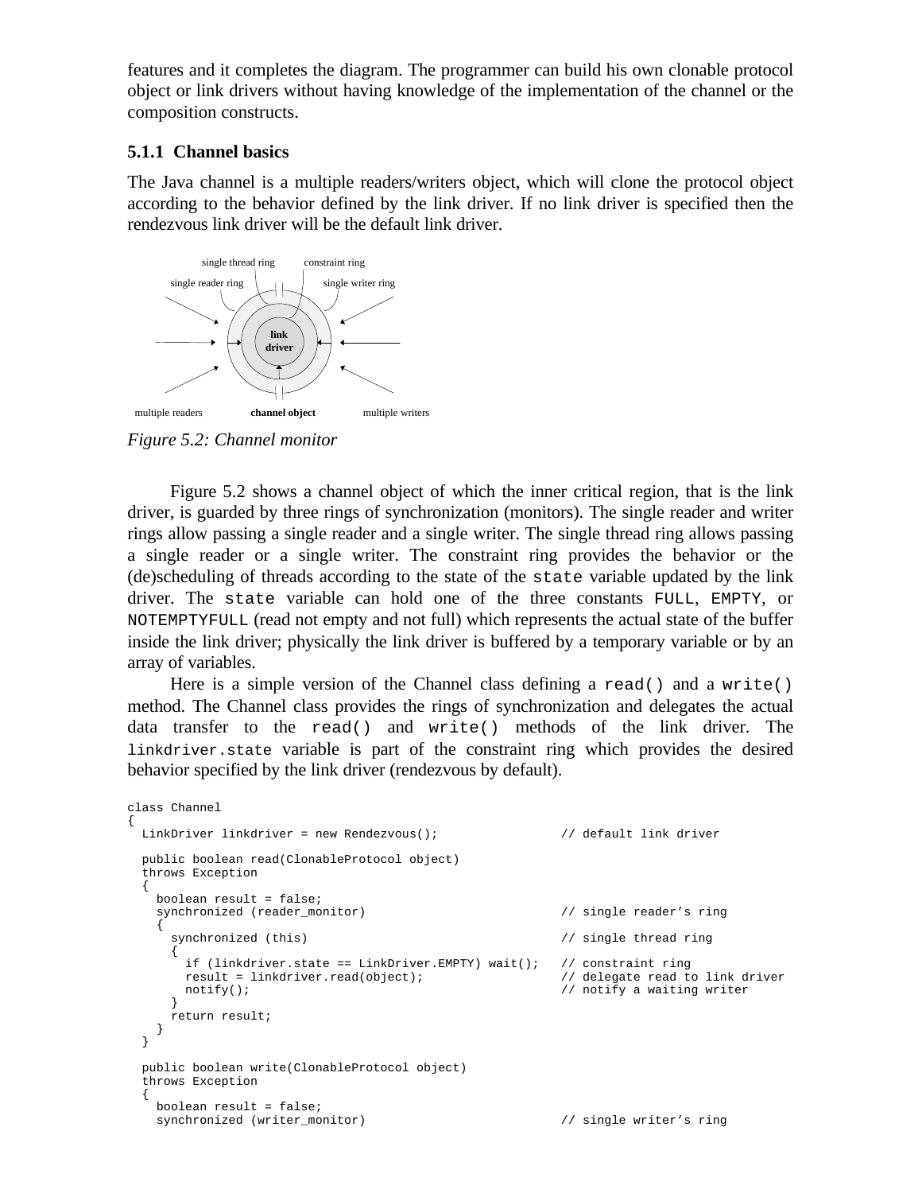features and it completes the diagram. The programmer can build his own clonable protocol object or link drivers without having knowledge of the implementation of the channel or the composition constructs.

### 5.1.1 Channel basics

The Java channel is a multiple readers/writers object, which will clone the protocol object according to the behavior defined by the link driver. If no link driver is specified then the rendezvous link driver will be the default link driver.

single thread ring constraint ring
single reader ring single writer ring
link driver
multiple readers **channel object** multiple writers

*Figure 5.2: Channel monitor*

Figure 5.2 shows a channel object of which the inner critical region, that is the link driver, is guarded by three rings of synchronization (monitors). The single reader and writer rings allow passing a single reader and a single writer. The single thread ring allows passing a single reader or a single writer. The constraint ring provides the behavior or the (de)scheduling of threads according to the state of the `state` variable updated by the link driver. The `state` variable can hold one of the three constants `FULL`, `EMPTY`, or `NOTEMPTYFULL` (read not empty and not full) which represents the actual state of the buffer inside the link driver; physically the link driver is buffered by a temporary variable or by an array of variables.

Here is a simple version of the Channel class defining a `read()` and a `write()` method. The Channel class provides the rings of synchronization and delegates the actual data transfer to the `read()` and `write()` methods of the link driver. The `linkdriver.state` variable is part of the constraint ring which provides the desired behavior specified by the link driver (rendezvous by default).

```
class Channel
{
  LinkDriver linkdriver = new Rendezvous();                // default link driver

  public boolean read(ClonableProtocol object)
  throws Exception
  {
    boolean result = false;
    synchronized (reader_monitor)                          // single reader's ring
    {
      synchronized (this)                                  // single thread ring
      {
        if (linkdriver.state == LinkDriver.EMPTY) wait();   // constraint ring
        result = linkdriver.read(object);                  // delegate read to link driver
        notify();                                          // notify a waiting writer
      }
      return result;
    }
  }

  public boolean write(ClonableProtocol object)
  throws Exception
  {
    boolean result = false;
    synchronized (writer_monitor)                          // single writer's ring
```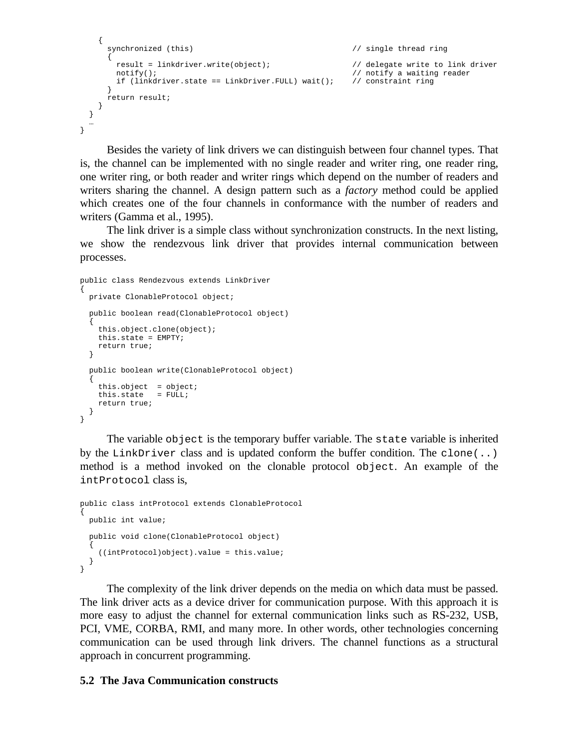```
    {
      synchronized (this)                                // single thread ring
      {
        result = linkdriver.write(object);               // delegate write to link driver
        notify();                                        // notify a waiting reader
        if (linkdriver.state == LinkDriver.FULL) wait(); // constraint ring
      }
      return result;
    }
  }
  …
}
```

Besides the variety of link drivers we can distinguish between four channel types. That is, the channel can be implemented with no single reader and writer ring, one reader ring, one writer ring, or both reader and writer rings which depend on the number of readers and writers sharing the channel. A design pattern such as a *factory* method could be applied which creates one of the four channels in conformance with the number of readers and writers (Gamma et al., 1995).

The link driver is a simple class without synchronization constructs. In the next listing, we show the rendezvous link driver that provides internal communication between processes.

```
public class Rendezvous extends LinkDriver
{
  private ClonableProtocol object;

  public boolean read(ClonableProtocol object)
  {
    this.object.clone(object);
    this.state = EMPTY;
    return true;
  }

  public boolean write(ClonableProtocol object)
  {
    this.object  = object;
    this.state   = FULL;
    return true;
  }
}
```

The variable `object` is the temporary buffer variable. The `state` variable is inherited by the `LinkDriver` class and is updated conform the buffer condition. The `clone(..)` method is a method invoked on the clonable protocol `object`. An example of the `intProtocol` class is,

```
public class intProtocol extends ClonableProtocol
{
  public int value;

  public void clone(ClonableProtocol object)
  {
    ((intProtocol)object).value = this.value;
  }
}
```

The complexity of the link driver depends on the media on which data must be passed. The link driver acts as a device driver for communication purpose. With this approach it is more easy to adjust the channel for external communication links such as RS-232, USB, PCI, VME, CORBA, RMI, and many more. In other words, other technologies concerning communication can be used through link drivers. The channel functions as a structural approach in concurrent programming.

### 5.2 The Java Communication constructs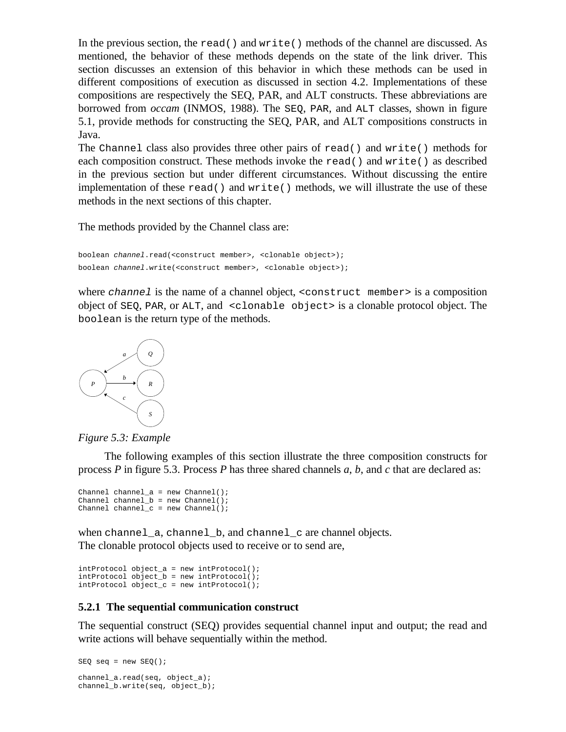In the previous section, the `read()` and `write()` methods of the channel are discussed. As mentioned, the behavior of these methods depends on the state of the link driver. This section discusses an extension of this behavior in which these methods can be used in different compositions of execution as discussed in section 4.2. Implementations of these compositions are respectively the SEQ, PAR, and ALT constructs. These abbreviations are borrowed from *occam* (INMOS, 1988). The `SEQ`, `PAR`, and `ALT` classes, shown in figure 5.1, provide methods for constructing the SEQ, PAR, and ALT compositions constructs in Java.

The `Channel` class also provides three other pairs of `read()` and `write()` methods for each composition construct. These methods invoke the `read()` and `write()` as described in the previous section but under different circumstances. Without discussing the entire implementation of these `read()` and `write()` methods, we will illustrate the use of these methods in the next sections of this chapter.

The methods provided by the Channel class are:

```
boolean channel.read(<construct member>, <clonable object>);
boolean channel.write(<construct member>, <clonable object>);
```

where *`channel`* is the name of a channel object, `<construct member>` is a composition object of `SEQ`, `PAR`, or `ALT`, and `<clonable object>` is a clonable protocol object. The `boolean` is the return type of the methods.

*Figure 5.3: Example*

The following examples of this section illustrate the three composition constructs for process *P* in figure 5.3. Process *P* has three shared channels *a*, *b*, and *c* that are declared as:

```
Channel channel_a = new Channel();
Channel channel_b = new Channel();
Channel channel_c = new Channel();
```

when `channel_a`, `channel_b`, and `channel_c` are channel objects.
The clonable protocol objects used to receive or to send are,

```
intProtocol object_a = new intProtocol();
intProtocol object_b = new intProtocol();
intProtocol object_c = new intProtocol();
```

### 5.2.1 The sequential communication construct

The sequential construct (SEQ) provides sequential channel input and output; the read and write actions will behave sequentially within the method.

```
SEQ seq = new SEQ();

channel_a.read(seq, object_a);
channel_b.write(seq, object_b);
```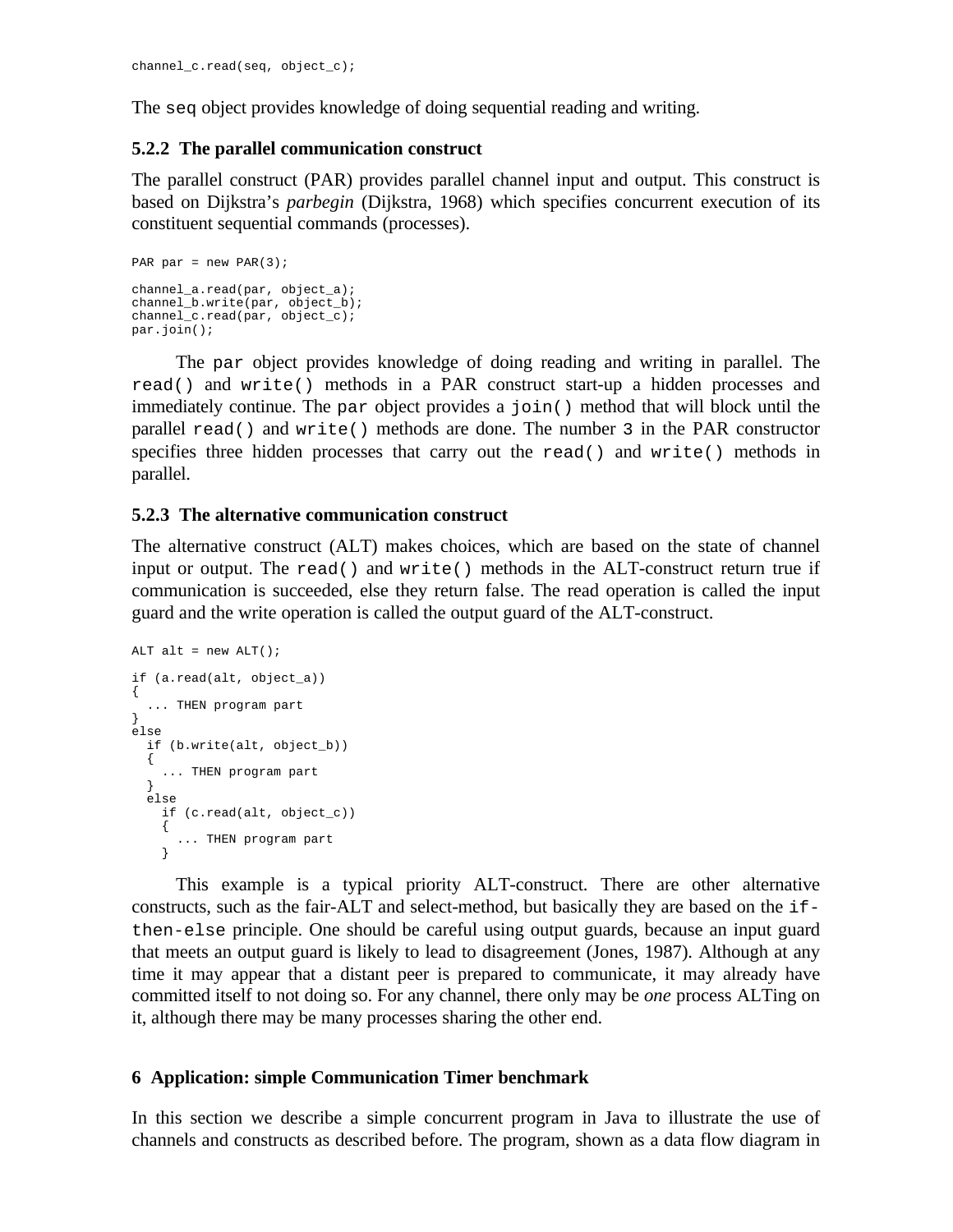```
channel_c.read(seq, object_c);
```

The `seq` object provides knowledge of doing sequential reading and writing.

### 5.2.2 The parallel communication construct

The parallel construct (PAR) provides parallel channel input and output. This construct is based on Dijkstra's *parbegin* (Dijkstra, 1968) which specifies concurrent execution of its constituent sequential commands (processes).

```
PAR par = new PAR(3);

channel_a.read(par, object_a);
channel_b.write(par, object_b);
channel_c.read(par, object_c);
par.join();
```

The `par` object provides knowledge of doing reading and writing in parallel. The `read()` and `write()` methods in a PAR construct start-up a hidden processes and immediately continue. The `par` object provides a `join()` method that will block until the parallel `read()` and `write()` methods are done. The number `3` in the PAR constructor specifies three hidden processes that carry out the `read()` and `write()` methods in parallel.

### 5.2.3 The alternative communication construct

The alternative construct (ALT) makes choices, which are based on the state of channel input or output. The `read()` and `write()` methods in the ALT-construct return true if communication is succeeded, else they return false. The read operation is called the input guard and the write operation is called the output guard of the ALT-construct.

```
ALT alt = new ALT();

if (a.read(alt, object_a))
{
  ... THEN program part
}
else
  if (b.write(alt, object_b))
  {
    ... THEN program part
  }
  else
    if (c.read(alt, object_c))
    {
      ... THEN program part
    }
```

This example is a typical priority ALT-construct. There are other alternative constructs, such as the fair-ALT and select-method, but basically they are based on the `if-then-else` principle. One should be careful using output guards, because an input guard that meets an output guard is likely to lead to disagreement (Jones, 1987). Although at any time it may appear that a distant peer is prepared to communicate, it may already have committed itself to not doing so. For any channel, there only may be *one* process ALTing on it, although there may be many processes sharing the other end.

## 6 Application: simple Communication Timer benchmark

In this section we describe a simple concurrent program in Java to illustrate the use of channels and constructs as described before. The program, shown as a data flow diagram in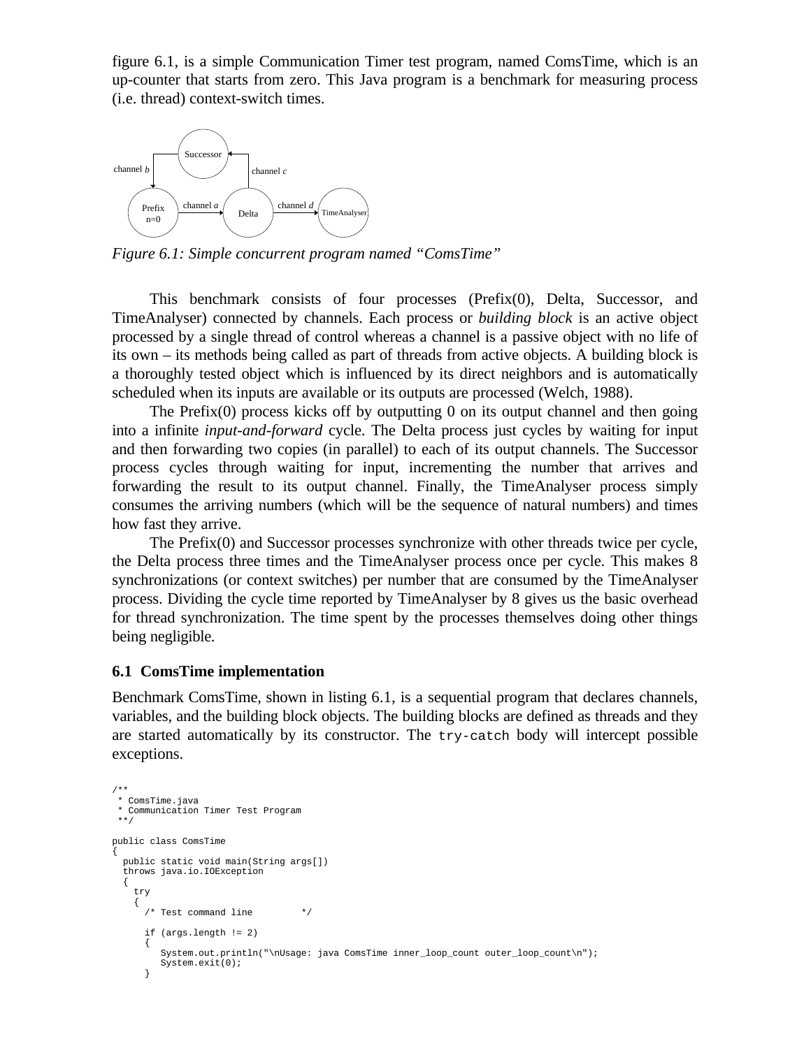figure 6.1, is a simple Communication Timer test program, named ComsTime, which is an up-counter that starts from zero. This Java program is a benchmark for measuring process (i.e. thread) context-switch times.

*Figure 6.1: Simple concurrent program named "ComsTime"*

This benchmark consists of four processes (Prefix(0), Delta, Successor, and TimeAnalyser) connected by channels. Each process or *building block* is an active object processed by a single thread of control whereas a channel is a passive object with no life of its own – its methods being called as part of threads from active objects. A building block is a thoroughly tested object which is influenced by its direct neighbors and is automatically scheduled when its inputs are available or its outputs are processed (Welch, 1988).

The Prefix(0) process kicks off by outputting 0 on its output channel and then going into a infinite *input-and-forward* cycle. The Delta process just cycles by waiting for input and then forwarding two copies (in parallel) to each of its output channels. The Successor process cycles through waiting for input, incrementing the number that arrives and forwarding the result to its output channel. Finally, the TimeAnalyser process simply consumes the arriving numbers (which will be the sequence of natural numbers) and times how fast they arrive.

The Prefix(0) and Successor processes synchronize with other threads twice per cycle, the Delta process three times and the TimeAnalyser process once per cycle. This makes 8 synchronizations (or context switches) per number that are consumed by the TimeAnalyser process. Dividing the cycle time reported by TimeAnalyser by 8 gives us the basic overhead for thread synchronization. The time spent by the processes themselves doing other things being negligible.

### 6.1 ComsTime implementation

Benchmark ComsTime, shown in listing 6.1, is a sequential program that declares channels, variables, and the building block objects. The building blocks are defined as threads and they are started automatically by its constructor. The `try-catch` body will intercept possible exceptions.

```
/**
 * ComsTime.java
 * Communication Timer Test Program
 **/

public class ComsTime
{
  public static void main(String args[])
  throws java.io.IOException
  {
    try
    {
      /* Test command line         */

      if (args.length != 2)
      {
         System.out.println("\nUsage: java ComsTime inner_loop_count outer_loop_count\n");
         System.exit(0);
      }
```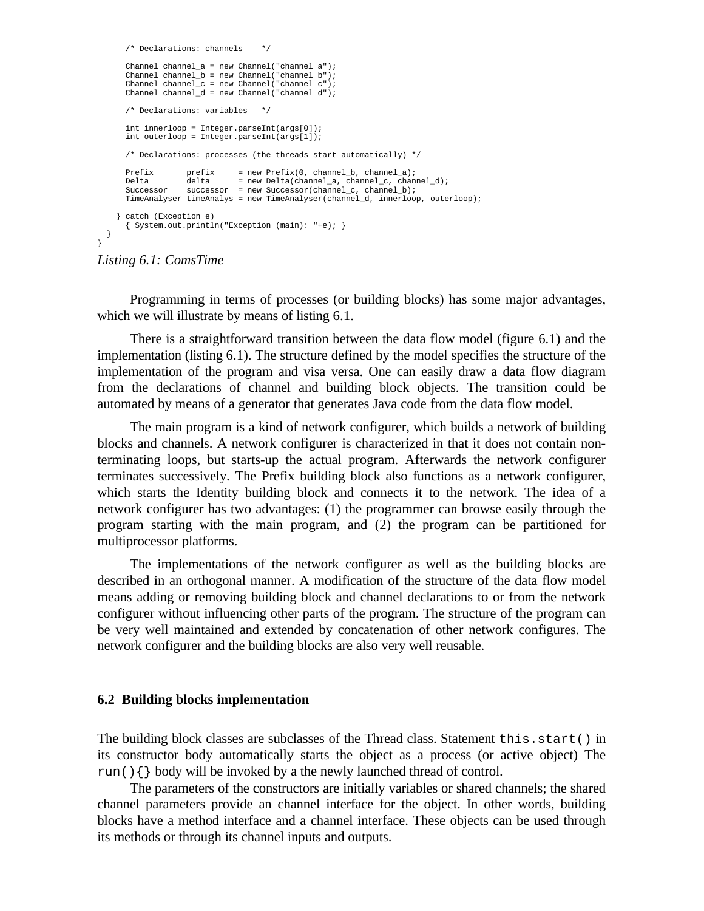```
      /* Declarations: channels    */

      Channel channel_a = new Channel("channel a");
      Channel channel_b = new Channel("channel b");
      Channel channel_c = new Channel("channel c");
      Channel channel_d = new Channel("channel d");

      /* Declarations: variables   */

      int innerloop = Integer.parseInt(args[0]);
      int outerloop = Integer.parseInt(args[1]);

      /* Declarations: processes (the threads start automatically) */

      Prefix       prefix     = new Prefix(0, channel_b, channel_a);
      Delta        delta      = new Delta(channel_a, channel_c, channel_d);
      Successor    successor  = new Successor(channel_c, channel_b);
      TimeAnalyser timeAnalys = new TimeAnalyser(channel_d, innerloop, outerloop);

    } catch (Exception e)
      { System.out.println("Exception (main): "+e); }
  }
}
```

*Listing 6.1: ComsTime*

Programming in terms of processes (or building blocks) has some major advantages, which we will illustrate by means of listing 6.1.

There is a straightforward transition between the data flow model (figure 6.1) and the implementation (listing 6.1). The structure defined by the model specifies the structure of the implementation of the program and visa versa. One can easily draw a data flow diagram from the declarations of channel and building block objects. The transition could be automated by means of a generator that generates Java code from the data flow model.

The main program is a kind of network configurer, which builds a network of building blocks and channels. A network configurer is characterized in that it does not contain non-terminating loops, but starts-up the actual program. Afterwards the network configurer terminates successively. The Prefix building block also functions as a network configurer, which starts the Identity building block and connects it to the network. The idea of a network configurer has two advantages: (1) the programmer can browse easily through the program starting with the main program, and (2) the program can be partitioned for multiprocessor platforms.

The implementations of the network configurer as well as the building blocks are described in an orthogonal manner. A modification of the structure of the data flow model means adding or removing building block and channel declarations to or from the network configurer without influencing other parts of the program. The structure of the program can be very well maintained and extended by concatenation of other network configures. The network configurer and the building blocks are also very well reusable.

### 6.2 Building blocks implementation

The building block classes are subclasses of the Thread class. Statement `this.start()` in its constructor body automatically starts the object as a process (or active object) The `run(){}` body will be invoked by a the newly launched thread of control.

The parameters of the constructors are initially variables or shared channels; the shared channel parameters provide an channel interface for the object. In other words, building blocks have a method interface and a channel interface. These objects can be used through its methods or through its channel inputs and outputs.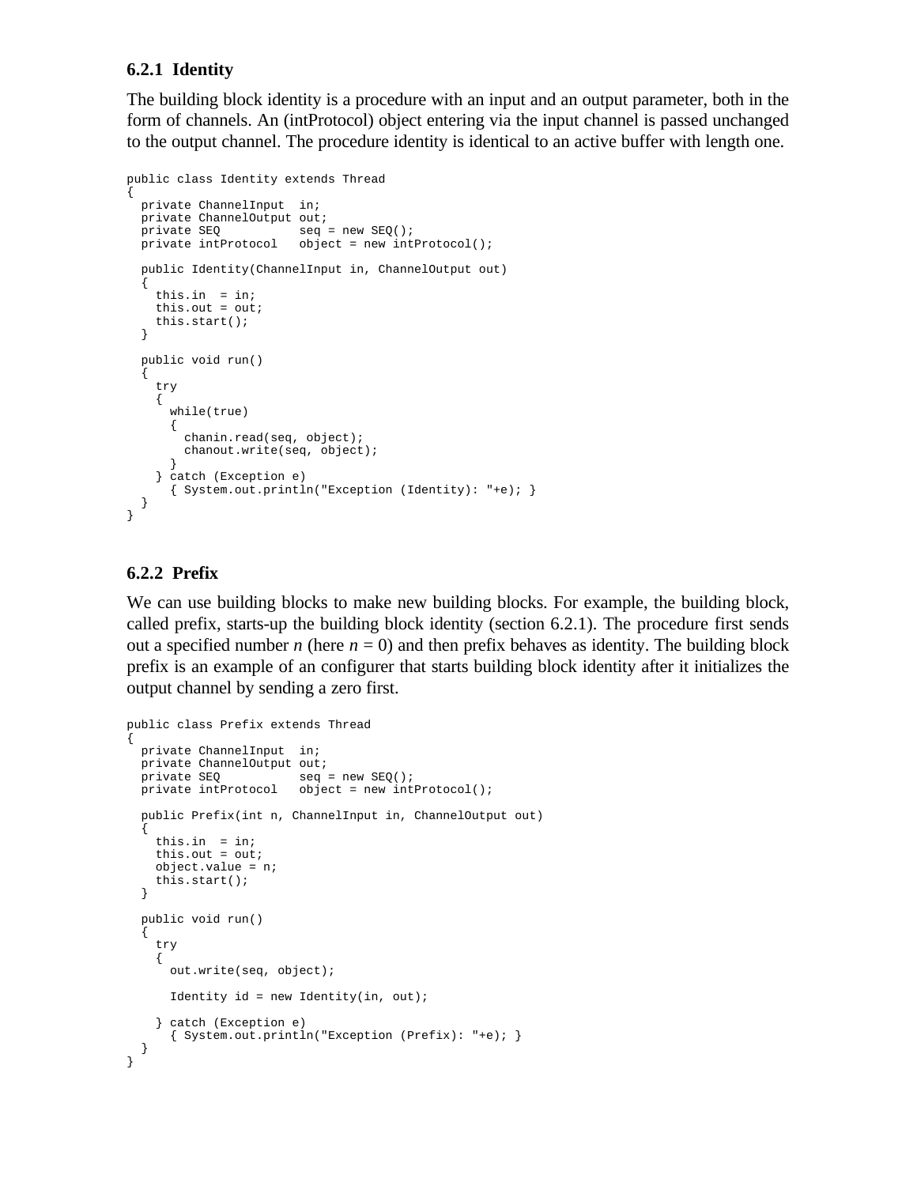### 6.2.1 Identity

The building block identity is a procedure with an input and an output parameter, both in the form of channels. An (intProtocol) object entering via the input channel is passed unchanged to the output channel. The procedure identity is identical to an active buffer with length one.

```
public class Identity extends Thread
{
  private ChannelInput  in;
  private ChannelOutput out;
  private SEQ           seq = new SEQ();
  private intProtocol   object = new intProtocol();

  public Identity(ChannelInput in, ChannelOutput out)
  {
    this.in  = in;
    this.out = out;
    this.start();
  }

  public void run()
  {
    try
    {
      while(true)
      {
        chanin.read(seq, object);
        chanout.write(seq, object);
      }
    } catch (Exception e)
      { System.out.println("Exception (Identity): "+e); }
  }
}
```

### 6.2.2 Prefix

We can use building blocks to make new building blocks. For example, the building block, called prefix, starts-up the building block identity (section 6.2.1). The procedure first sends out a specified number *n* (here *n* = 0) and then prefix behaves as identity. The building block prefix is an example of an configurer that starts building block identity after it initializes the output channel by sending a zero first.

```
public class Prefix extends Thread
{
  private ChannelInput  in;
  private ChannelOutput out;
  private SEQ           seq = new SEQ();
  private intProtocol   object = new intProtocol();

  public Prefix(int n, ChannelInput in, ChannelOutput out)
  {
    this.in  = in;
    this.out = out;
    object.value = n;
    this.start();
  }

  public void run()
  {
    try
    {
      out.write(seq, object);

      Identity id = new Identity(in, out);

    } catch (Exception e)
      { System.out.println("Exception (Prefix): "+e); }
  }
}
```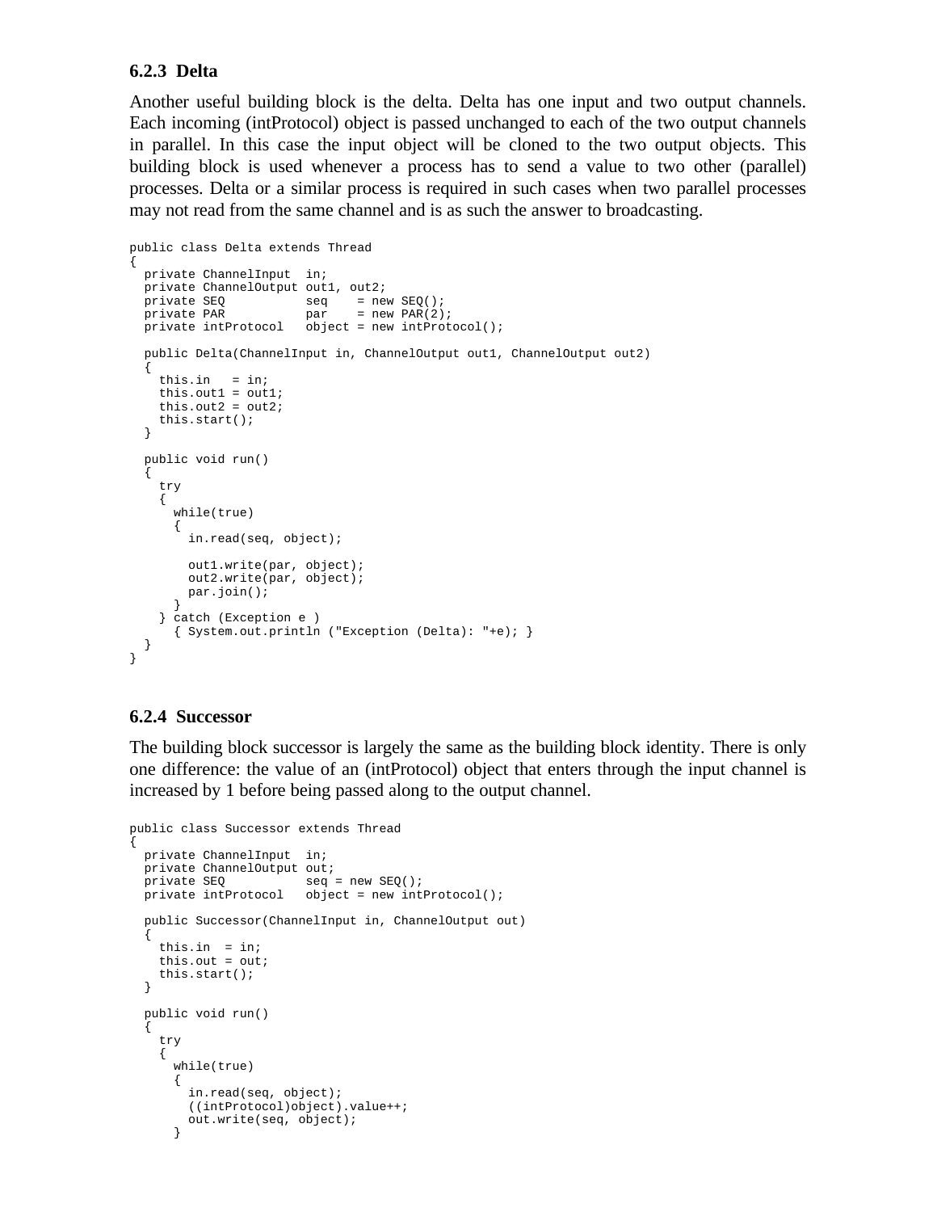### 6.2.3 Delta

Another useful building block is the delta. Delta has one input and two output channels. Each incoming (intProtocol) object is passed unchanged to each of the two output channels in parallel. In this case the input object will be cloned to the two output objects. This building block is used whenever a process has to send a value to two other (parallel) processes. Delta or a similar process is required in such cases when two parallel processes may not read from the same channel and is as such the answer to broadcasting.

```
public class Delta extends Thread
{
  private ChannelInput  in;
  private ChannelOutput out1, out2;
  private SEQ           seq    = new SEQ();
  private PAR           par    = new PAR(2);
  private intProtocol   object = new intProtocol();

  public Delta(ChannelInput in, ChannelOutput out1, ChannelOutput out2)
  {
    this.in   = in;
    this.out1 = out1;
    this.out2 = out2;
    this.start();
  }

  public void run()
  {
    try
    {
      while(true)
      {
        in.read(seq, object);

        out1.write(par, object);
        out2.write(par, object);
        par.join();
      }
    } catch (Exception e )
      { System.out.println ("Exception (Delta): "+e); }
  }
}
```

### 6.2.4 Successor

The building block successor is largely the same as the building block identity. There is only one difference: the value of an (intProtocol) object that enters through the input channel is increased by 1 before being passed along to the output channel.

```
public class Successor extends Thread
{
  private ChannelInput  in;
  private ChannelOutput out;
  private SEQ           seq = new SEQ();
  private intProtocol   object = new intProtocol();

  public Successor(ChannelInput in, ChannelOutput out)
  {
    this.in  = in;
    this.out = out;
    this.start();
  }

  public void run()
  {
    try
    {
      while(true)
      {
        in.read(seq, object);
        ((intProtocol)object).value++;
        out.write(seq, object);
      }
```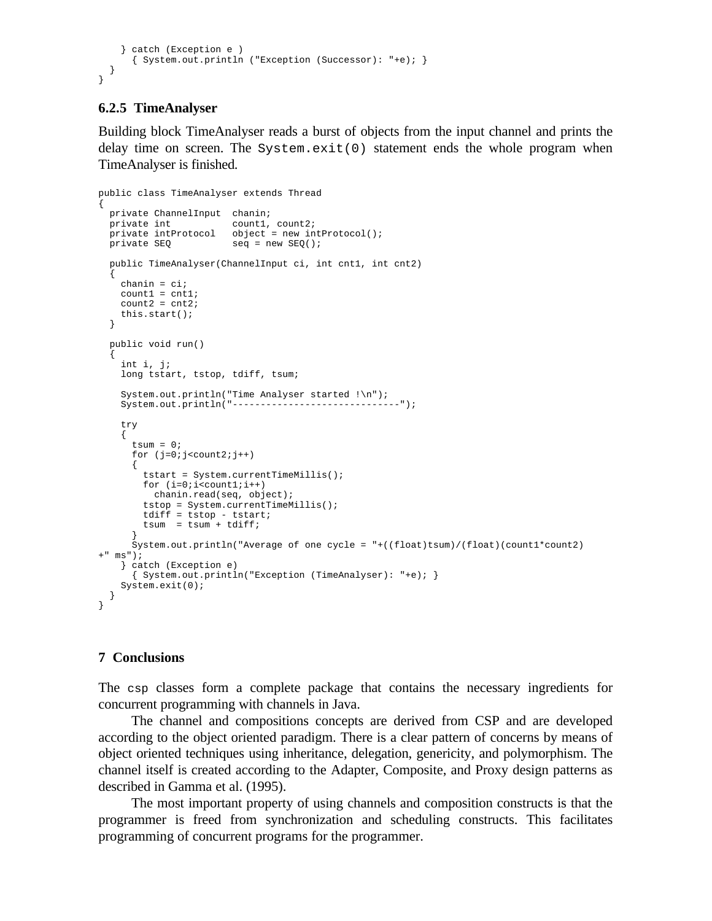```
    } catch (Exception e )
      { System.out.println ("Exception (Successor): "+e); }
  }
}
```

### 6.2.5 TimeAnalyser

Building block TimeAnalyser reads a burst of objects from the input channel and prints the delay time on screen. The `System.exit(0)` statement ends the whole program when TimeAnalyser is finished.

```
public class TimeAnalyser extends Thread
{
  private ChannelInput  chanin;
  private int           count1, count2;
  private intProtocol   object = new intProtocol();
  private SEQ           seq = new SEQ();

  public TimeAnalyser(ChannelInput ci, int cnt1, int cnt2)
  {
    chanin = ci;
    count1 = cnt1;
    count2 = cnt2;
    this.start();
  }

  public void run()
  {
    int i, j;
    long tstart, tstop, tdiff, tsum;

    System.out.println("Time Analyser started !\n");
    System.out.println("------------------------------");

    try
    {
      tsum = 0;
      for (j=0;j<count2;j++)
      {
        tstart = System.currentTimeMillis();
        for (i=0;i<count1;i++)
          chanin.read(seq, object);
        tstop = System.currentTimeMillis();
        tdiff = tstop - tstart;
        tsum  = tsum + tdiff;
      }
      System.out.println("Average of one cycle = "+((float)tsum)/(float)(count1*count2)
+" ms");
    } catch (Exception e)
      { System.out.println("Exception (TimeAnalyser): "+e); }
    System.exit(0);
  }
}
```

## 7 Conclusions

The `csp` classes form a complete package that contains the necessary ingredients for concurrent programming with channels in Java.

The channel and compositions concepts are derived from CSP and are developed according to the object oriented paradigm. There is a clear pattern of concerns by means of object oriented techniques using inheritance, delegation, genericity, and polymorphism. The channel itself is created according to the Adapter, Composite, and Proxy design patterns as described in Gamma et al. (1995).

The most important property of using channels and composition constructs is that the programmer is freed from synchronization and scheduling constructs. This facilitates programming of concurrent programs for the programmer.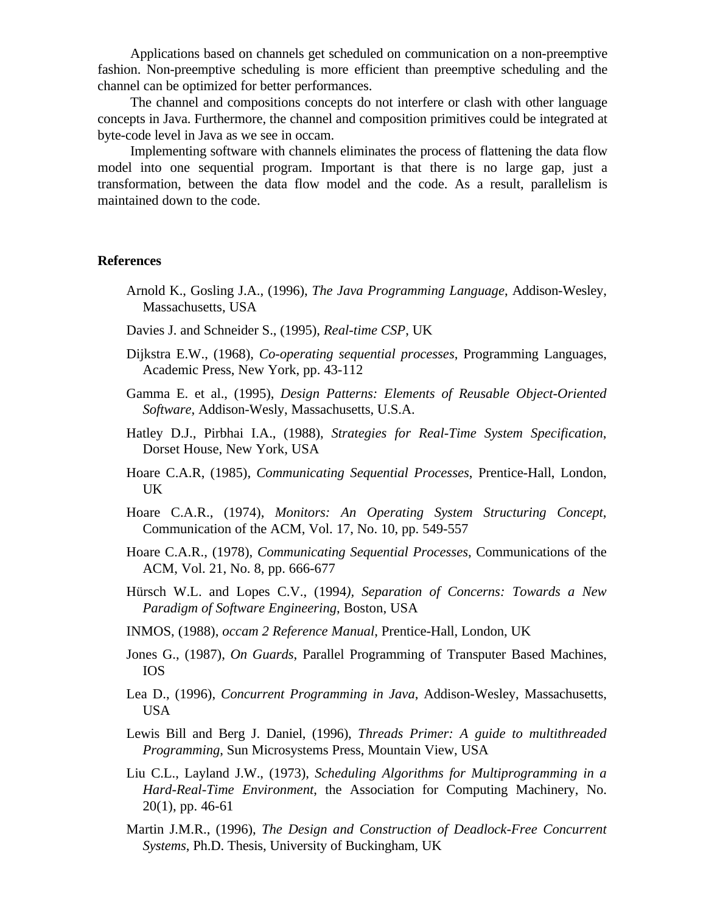Applications based on channels get scheduled on communication on a non-preemptive fashion. Non-preemptive scheduling is more efficient than preemptive scheduling and the channel can be optimized for better performances.

The channel and compositions concepts do not interfere or clash with other language concepts in Java. Furthermore, the channel and composition primitives could be integrated at byte-code level in Java as we see in occam.

Implementing software with channels eliminates the process of flattening the data flow model into one sequential program. Important is that there is no large gap, just a transformation, between the data flow model and the code. As a result, parallelism is maintained down to the code.

## References

Arnold K., Gosling J.A., (1996), *The Java Programming Language*, Addison-Wesley, Massachusetts, USA

Davies J. and Schneider S., (1995), *Real-time CSP*, UK

Dijkstra E.W., (1968), *Co-operating sequential processes*, Programming Languages, Academic Press, New York, pp. 43-112

Gamma E. et al., (1995), *Design Patterns: Elements of Reusable Object-Oriented Software*, Addison-Wesly, Massachusetts, U.S.A.

Hatley D.J., Pirbhai I.A., (1988), *Strategies for Real-Time System Specification*, Dorset House, New York, USA

Hoare C.A.R, (1985), *Communicating Sequential Processes*, Prentice-Hall, London, UK

Hoare C.A.R., (1974), *Monitors: An Operating System Structuring Concept*, Communication of the ACM, Vol. 17, No. 10, pp. 549-557

Hoare C.A.R., (1978), *Communicating Sequential Processes*, Communications of the ACM, Vol. 21, No. 8, pp. 666-677

Hürsch W.L. and Lopes C.V., (1994), *Separation of Concerns: Towards a New Paradigm of Software Engineering*, Boston, USA

INMOS, (1988), *occam 2 Reference Manual*, Prentice-Hall, London, UK

Jones G., (1987), *On Guards*, Parallel Programming of Transputer Based Machines, IOS

Lea D., (1996), *Concurrent Programming in Java*, Addison-Wesley, Massachusetts, USA

Lewis Bill and Berg J. Daniel, (1996), *Threads Primer: A guide to multithreaded Programming*, Sun Microsystems Press, Mountain View, USA

Liu C.L., Layland J.W., (1973), *Scheduling Algorithms for Multiprogramming in a Hard-Real-Time Environment*, the Association for Computing Machinery, No. 20(1), pp. 46-61

Martin J.M.R., (1996), *The Design and Construction of Deadlock-Free Concurrent Systems*, Ph.D. Thesis, University of Buckingham, UK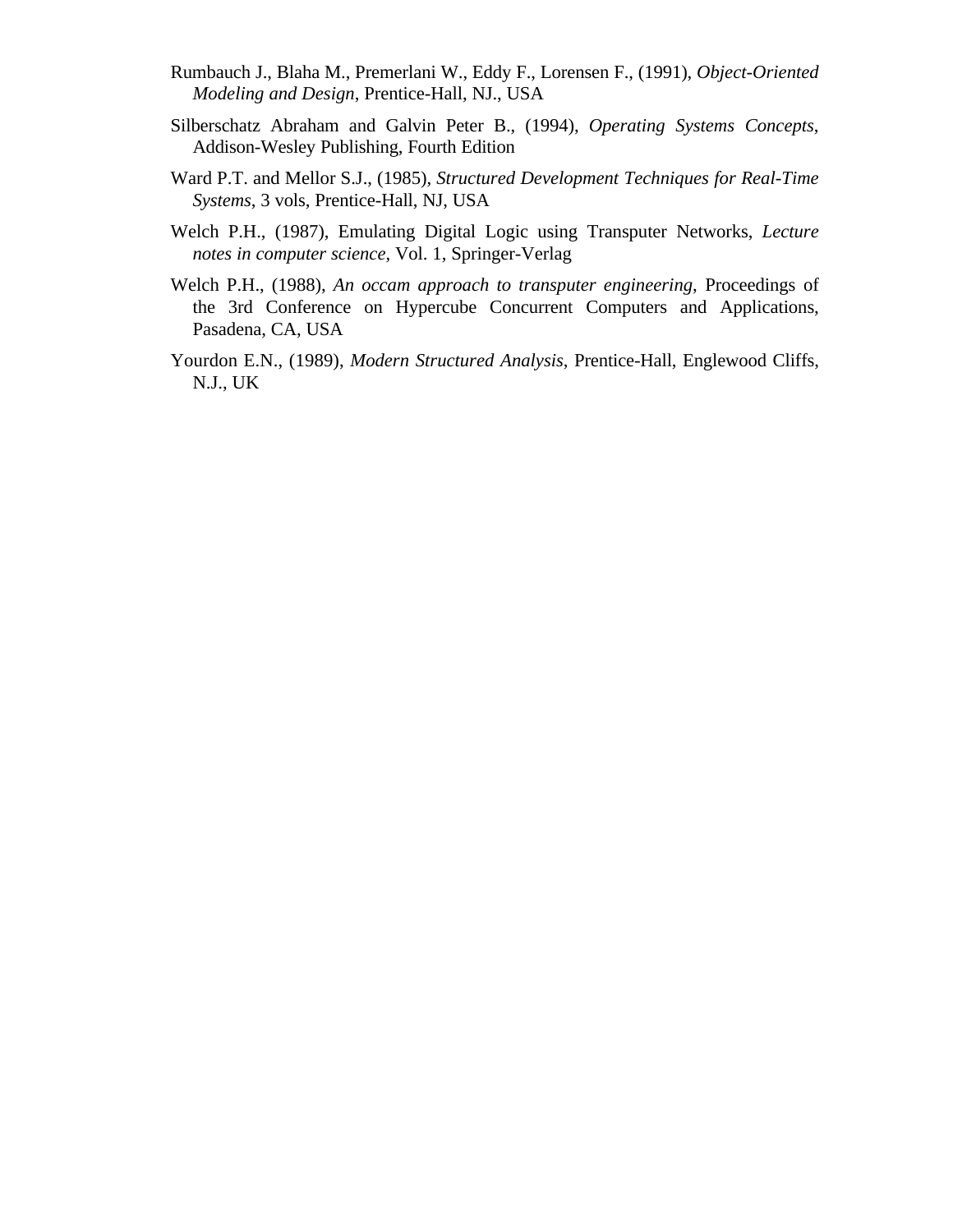Rumbauch J., Blaha M., Premerlani W., Eddy F., Lorensen F., (1991), *Object-Oriented Modeling and Design*, Prentice-Hall, NJ., USA

Silberschatz Abraham and Galvin Peter B., (1994), *Operating Systems Concepts*, Addison-Wesley Publishing, Fourth Edition

Ward P.T. and Mellor S.J., (1985), *Structured Development Techniques for Real-Time Systems*, 3 vols, Prentice-Hall, NJ, USA

Welch P.H., (1987), Emulating Digital Logic using Transputer Networks, *Lecture notes in computer science*, Vol. 1, Springer-Verlag

Welch P.H., (1988), *An occam approach to transputer engineering*, Proceedings of the 3rd Conference on Hypercube Concurrent Computers and Applications, Pasadena, CA, USA

Yourdon E.N., (1989), *Modern Structured Analysis*, Prentice-Hall, Englewood Cliffs, N.J., UK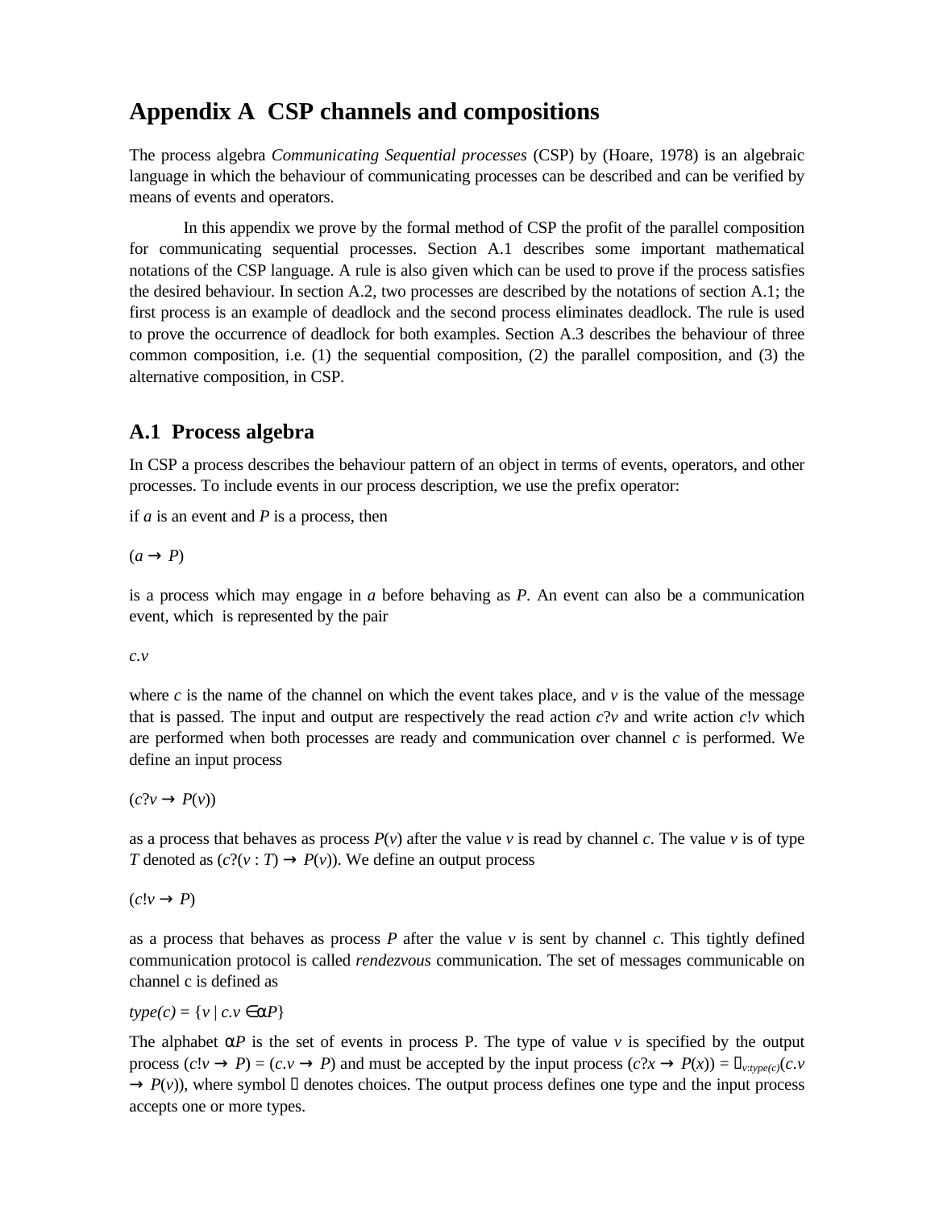# Appendix A  CSP channels and compositions

The process algebra *Communicating Sequential processes* (CSP) by (Hoare, 1978) is an algebraic language in which the behaviour of communicating processes can be described and can be verified by means of events and operators.

In this appendix we prove by the formal method of CSP the profit of the parallel composition for communicating sequential processes. Section A.1 describes some important mathematical notations of the CSP language. A rule is also given which can be used to prove if the process satisfies the desired behaviour. In section A.2, two processes are described by the notations of section A.1; the first process is an example of deadlock and the second process eliminates deadlock. The rule is used to prove the occurrence of deadlock for both examples. Section A.3 describes the behaviour of three common composition, i.e. (1) the sequential composition, (2) the parallel composition, and (3) the alternative composition, in CSP.

## A.1  Process algebra

In CSP a process describes the behaviour pattern of an object in terms of events, operators, and other processes. To include events in our process description, we use the prefix operator:

if *a* is an event and *P* is a process, then

$(a \rightarrow P)$

is a process which may engage in *a* before behaving as *P*. An event can also be a communication event, which is represented by the pair

$c.v$

where *c* is the name of the channel on which the event takes place, and *v* is the value of the message that is passed. The input and output are respectively the read action $c?v$ and write action $c!v$ which are performed when both processes are ready and communication over channel *c* is performed. We define an input process

$(c?v \rightarrow P(v))$

as a process that behaves as process $P(v)$ after the value *v* is read by channel *c*. The value *v* is of type *T* denoted as $(c?(v : T) \rightarrow P(v))$. We define an output process

$(c!v \rightarrow P)$

as a process that behaves as process *P* after the value *v* is sent by channel *c*. This tightly defined communication protocol is called *rendezvous* communication. The set of messages communicable on channel c is defined as

$type(c) = \{v \mid c.v \in \alpha P\}$

The alphabet $\alpha P$ is the set of events in process P. The type of value *v* is specified by the output process $(c!v \rightarrow P) = (c.v \rightarrow P)$ and must be accepted by the input process $(c?x \rightarrow P(x)) = \square_{v:type(c)}(c.v \rightarrow P(v))$, where symbol $\square$ denotes choices. The output process defines one type and the input process accepts one or more types.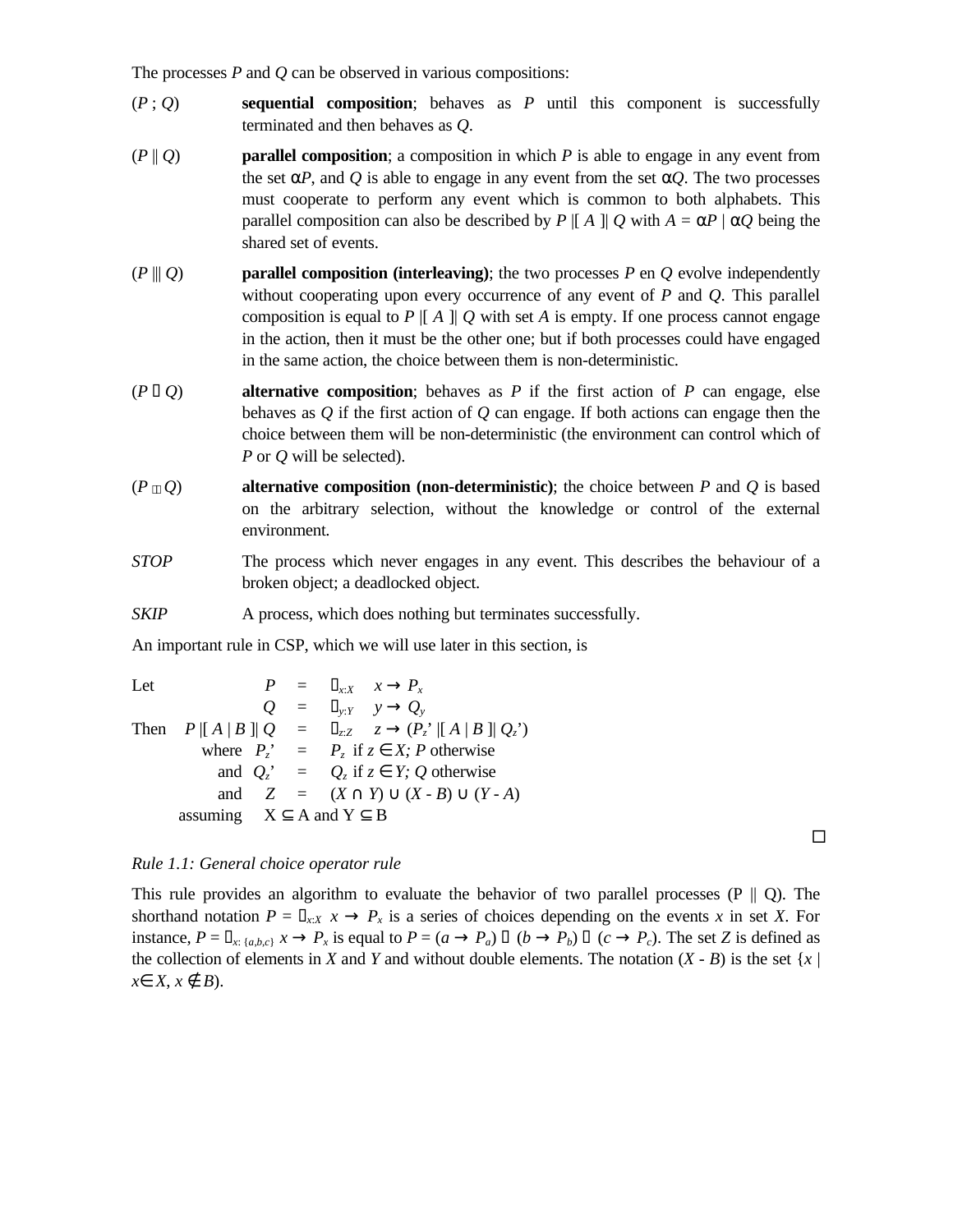The processes *P* and *Q* can be observed in various compositions:

($P$ ; $Q$) **sequential composition**; behaves as *P* until this component is successfully terminated and then behaves as *Q*.

($P \parallel Q$) **parallel composition**; a composition in which *P* is able to engage in any event from the set $\alpha P$, and *Q* is able to engage in any event from the set $\alpha Q$. The two processes must cooperate to perform any event which is common to both alphabets. This parallel composition can also be described by $P \,|[\, A \,]|\, Q$ with $A = \alpha P \mid \alpha Q$ being the shared set of events.

($P \,|||\, Q$) **parallel composition (interleaving)**; the two processes *P* en *Q* evolve independently without cooperating upon every occurrence of any event of *P* and *Q*. This parallel composition is equal to $P \,|[\, A \,]|\, Q$ with set *A* is empty. If one process cannot engage in the action, then it must be the other one; but if both processes could have engaged in the same action, the choice between them is non-deterministic.

($P \,\square\, Q$) **alternative composition**; behaves as *P* if the first action of *P* can engage, else behaves as *Q* if the first action of *Q* can engage. If both actions can engage then the choice between them will be non-deterministic (the environment can control which of *P* or *Q* will be selected).

($P \sqcap Q$) **alternative composition (non-deterministic)**; the choice between *P* and *Q* is based on the arbitrary selection, without the knowledge or control of the external environment.

*STOP* The process which never engages in any event. This describes the behaviour of a broken object; a deadlocked object.

*SKIP* A process, which does nothing but terminates successfully.

An important rule in CSP, which we will use later in this section, is

$$
\begin{array}{lrcl}
\text{Let} & P & = & \square_{x:X} \quad x \rightarrow P_x \\
 & Q & = & \square_{y:Y} \quad y \rightarrow Q_y \\
\text{Then} & P \,|[\, A \mid B \,]|\, Q & = & \square_{z:Z} \quad z \rightarrow (P_z' \,|[\, A \mid B \,]|\, Q_z') \\
 & \text{where } P_z' & = & P_z \text{ if } z \in X;\ P \text{ otherwise} \\
 & \text{and } Q_z' & = & Q_z \text{ if } z \in Y;\ Q \text{ otherwise} \\
 & \text{and } Z & = & (X \cap Y) \cup (X - B) \cup (Y - A) \\
 & \text{assuming} & & X \subseteq A \text{ and } Y \subseteq B
\end{array}
$$

□

*Rule 1.1: General choice operator rule*

This rule provides an algorithm to evaluate the behavior of two parallel processes ($P \parallel Q$). The shorthand notation $P = \square_{x:X}\ x \rightarrow P_x$ is a series of choices depending on the events *x* in set *X*. For instance, $P = \square_{x:\{a,b,c\}}\ x \rightarrow P_x$ is equal to $P = (a \rightarrow P_a) \,\square\, (b \rightarrow P_b) \,\square\, (c \rightarrow P_c)$. The set *Z* is defined as the collection of elements in *X* and *Y* and without double elements. The notation $(X - B)$ is the set $\{x \mid x \in X, x \notin B\}$.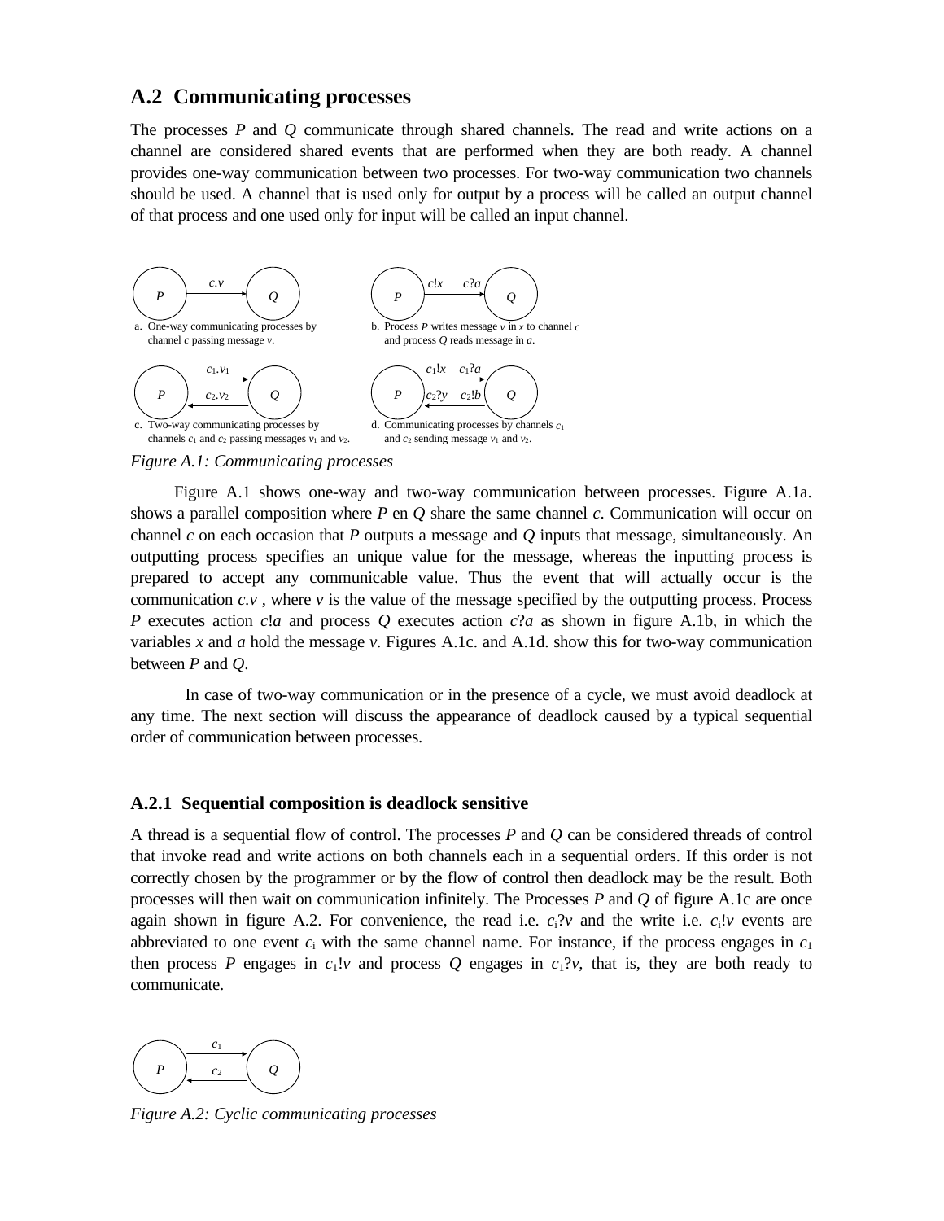## A.2 Communicating processes

The processes $P$ and $Q$ communicate through shared channels. The read and write actions on a channel are considered shared events that are performed when they are both ready. A channel provides one-way communication between two processes. For two-way communication two channels should be used. A channel that is used only for output by a process will be called an output channel of that process and one used only for input will be called an input channel.

a. One-way communicating processes by channel $c$ passing message $v$.

b. Process $P$ writes message $v$ in $x$ to channel $c$ and process $Q$ reads message in $a$.

c. Two-way communicating processes by channels $c_1$ and $c_2$ passing messages $v_1$ and $v_2$.

d. Communicating processes by channels $c_1$ and $c_2$ sending message $v_1$ and $v_2$.

*Figure A.1: Communicating processes*

Figure A.1 shows one-way and two-way communication between processes. Figure A.1a. shows a parallel composition where $P$ en $Q$ share the same channel $c$. Communication will occur on channel $c$ on each occasion that $P$ outputs a message and $Q$ inputs that message, simultaneously. An outputting process specifies an unique value for the message, whereas the inputting process is prepared to accept any communicable value. Thus the event that will actually occur is the communication $c.v$ , where $v$ is the value of the message specified by the outputting process. Process $P$ executes action $c!a$ and process $Q$ executes action $c?a$ as shown in figure A.1b, in which the variables $x$ and $a$ hold the message $v$. Figures A.1c. and A.1d. show this for two-way communication between $P$ and $Q$.

In case of two-way communication or in the presence of a cycle, we must avoid deadlock at any time. The next section will discuss the appearance of deadlock caused by a typical sequential order of communication between processes.

### A.2.1 Sequential composition is deadlock sensitive

A thread is a sequential flow of control. The processes $P$ and $Q$ can be considered threads of control that invoke read and write actions on both channels each in a sequential orders. If this order is not correctly chosen by the programmer or by the flow of control then deadlock may be the result. Both processes will then wait on communication infinitely. The Processes $P$ and $Q$ of figure A.1c are once again shown in figure A.2. For convenience, the read i.e. $c_i?v$ and the write i.e. $c_i!v$ events are abbreviated to one event $c_i$ with the same channel name. For instance, if the process engages in $c_1$ then process $P$ engages in $c_1!v$ and process $Q$ engages in $c_1?v$, that is, they are both ready to communicate.

*Figure A.2: Cyclic communicating processes*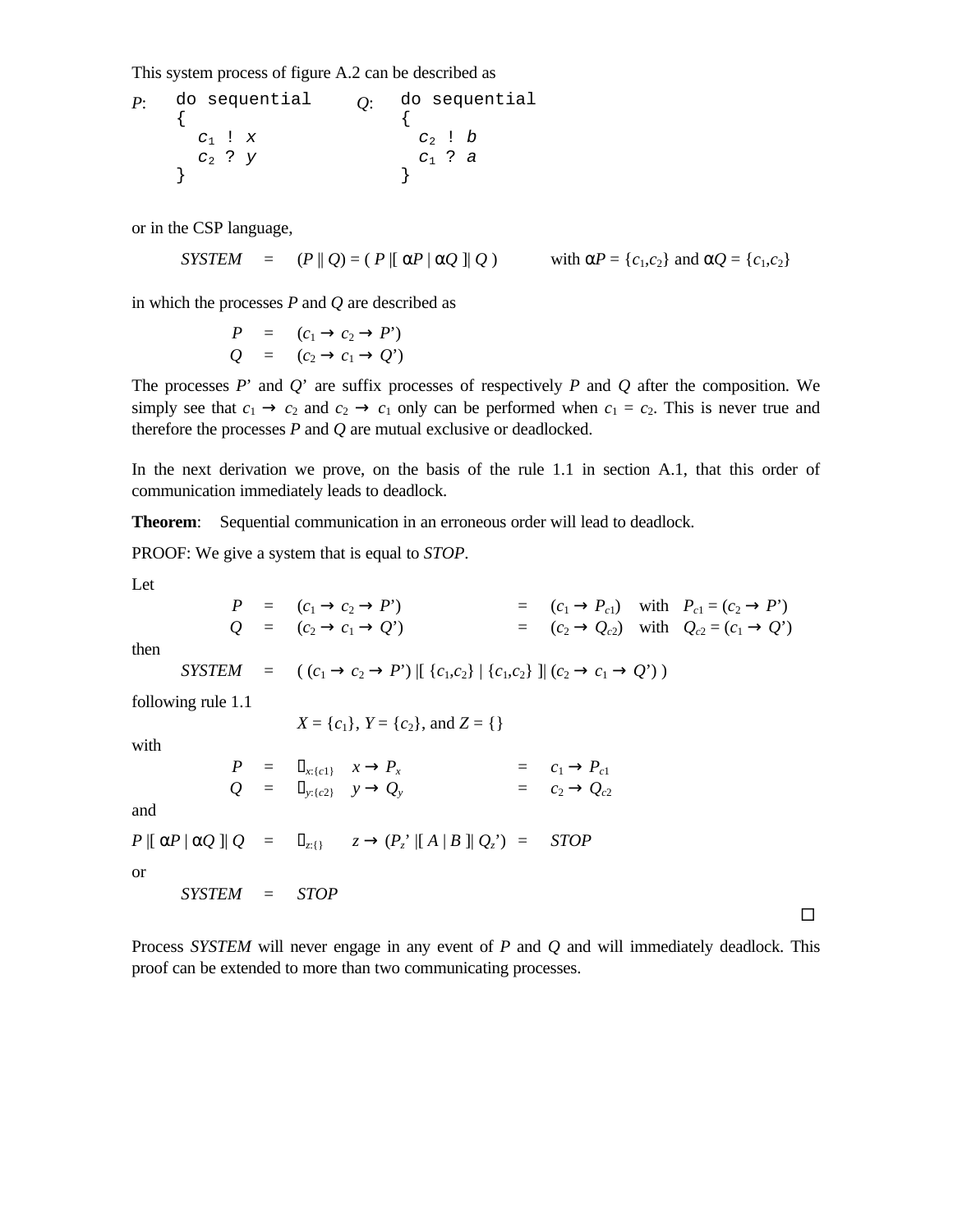This system process of figure A.2 can be described as

*P*:
```
do sequential
{
  c1 ! x
  c2 ? y
}
```

*Q*:
```
do sequential
{
  c2 ! b
  c1 ? a
}
```

or in the CSP language,

$$SYSTEM \quad = \quad (P \parallel Q) = (\, P \,|[\, \alpha P \mid \alpha Q \,]|\, Q \,) \qquad \text{with } \alpha P = \{c_1,c_2\} \text{ and } \alpha Q = \{c_1,c_2\}$$

in which the processes *P* and *Q* are described as

$$P \quad = \quad (c_1 \rightarrow c_2 \rightarrow P')$$
$$Q \quad = \quad (c_2 \rightarrow c_1 \rightarrow Q')$$

The processes *P*' and *Q*' are suffix processes of respectively *P* and *Q* after the composition. We simply see that $c_1 \rightarrow c_2$ and $c_2 \rightarrow c_1$ only can be performed when $c_1 = c_2$. This is never true and therefore the processes *P* and *Q* are mutual exclusive or deadlocked.

In the next derivation we prove, on the basis of the rule 1.1 in section A.1, that this order of communication immediately leads to deadlock.

**Theorem**: Sequential communication in an erroneous order will lead to deadlock.

PROOF: We give a system that is equal to *STOP*.

Let

$$P \quad = \quad (c_1 \rightarrow c_2 \rightarrow P') \quad = \quad (c_1 \rightarrow P_{c1}) \quad \text{with} \quad P_{c1} = (c_2 \rightarrow P')$$
$$Q \quad = \quad (c_2 \rightarrow c_1 \rightarrow Q') \quad = \quad (c_2 \rightarrow Q_{c2}) \quad \text{with} \quad Q_{c2} = (c_1 \rightarrow Q')$$

then

$$SYSTEM \quad = \quad (\,(c_1 \rightarrow c_2 \rightarrow P') \,|[\, \{c_1,c_2\} \mid \{c_1,c_2\} \,]|\, (c_2 \rightarrow c_1 \rightarrow Q')\,)$$

following rule 1.1

$$X = \{c_1\},\ Y = \{c_2\}, \text{ and } Z = \{\}$$

with

$$P \quad = \quad \square_{x:\{c1\}} \quad x \rightarrow P_x \quad = \quad c_1 \rightarrow P_{c1}$$
$$Q \quad = \quad \square_{y:\{c2\}} \quad y \rightarrow Q_y \quad = \quad c_2 \rightarrow Q_{c2}$$

and

$$P \,|[\, \alpha P \mid \alpha Q \,]|\, Q \quad = \quad \square_{z:\{\}} \quad z \rightarrow (P_z' \,|[\, A \mid B \,]|\, Q_z') \quad = \quad STOP$$

or

$$SYSTEM \quad = \quad STOP$$

□

Process *SYSTEM* will never engage in any event of *P* and *Q* and will immediately deadlock. This proof can be extended to more than two communicating processes.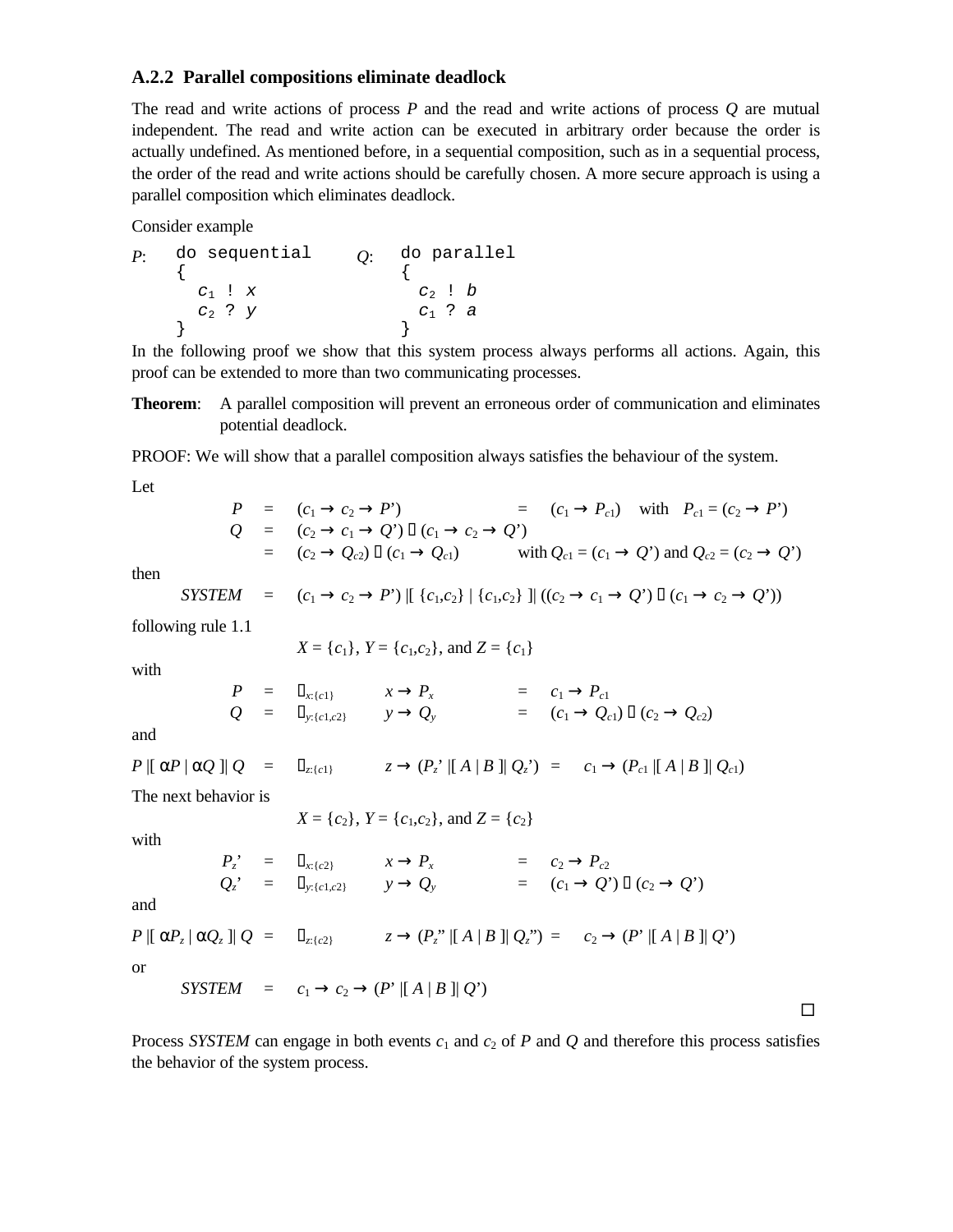### A.2.2 Parallel compositions eliminate deadlock

The read and write actions of process $P$ and the read and write actions of process $Q$ are mutual independent. The read and write action can be executed in arbitrary order because the order is actually undefined. As mentioned before, in a sequential composition, such as in a sequential process, the order of the read and write actions should be carefully chosen. A more secure approach is using a parallel composition which eliminates deadlock.

Consider example

$P$:
```
do sequential
{
  c1 ! x
  c2 ? y
}
```

$Q$:
```
do parallel
{
  c2 ! b
  c1 ? a
}
```

In the following proof we show that this system process always performs all actions. Again, this proof can be extended to more than two communicating processes.

**Theorem**: A parallel composition will prevent an erroneous order of communication and eliminates potential deadlock.

PROOF: We will show that a parallel composition always satisfies the behaviour of the system.

Let

$$P = (c_1 \rightarrow c_2 \rightarrow P') = (c_1 \rightarrow P_{c1}) \quad \text{with} \quad P_{c1} = (c_2 \rightarrow P')$$

$$Q = (c_2 \rightarrow c_1 \rightarrow Q') \,\square\, (c_1 \rightarrow c_2 \rightarrow Q')$$

$$= (c_2 \rightarrow Q_{c2}) \,\square\, (c_1 \rightarrow Q_{c1}) \quad \text{with } Q_{c1} = (c_1 \rightarrow Q') \text{ and } Q_{c2} = (c_2 \rightarrow Q')$$

then

$$SYSTEM = (c_1 \rightarrow c_2 \rightarrow P') \,|[\, \{c_1,c_2\} \mid \{c_1,c_2\} \,]|\, ((c_2 \rightarrow c_1 \rightarrow Q') \,\square\, (c_1 \rightarrow c_2 \rightarrow Q'))$$

following rule 1.1

$$X = \{c_1\},\ Y = \{c_1,c_2\}, \text{ and } Z = \{c_1\}$$

with

$$P = \square_{x:\{c1\}} \quad x \rightarrow P_x = c_1 \rightarrow P_{c1}$$

$$Q = \square_{y:\{c1,c2\}} \quad y \rightarrow Q_y = (c_1 \rightarrow Q_{c1}) \,\square\, (c_2 \rightarrow Q_{c2})$$

and

$$P \,|[\, \alpha P \mid \alpha Q \,]|\, Q = \square_{z:\{c1\}} \quad z \rightarrow (P_z' \,|[\, A \mid B \,]|\, Q_z') = c_1 \rightarrow (P_{c1} \,|[\, A \mid B \,]|\, Q_{c1})$$

The next behavior is

$$X = \{c_2\},\ Y = \{c_1,c_2\}, \text{ and } Z = \{c_2\}$$

with

$$P_z' = \square_{x:\{c2\}} \quad x \rightarrow P_x = c_2 \rightarrow P_{c2}$$

$$Q_z' = \square_{y:\{c1,c2\}} \quad y \rightarrow Q_y = (c_1 \rightarrow Q') \,\square\, (c_2 \rightarrow Q')$$

and

$$P \,|[\, \alpha P_z \mid \alpha Q_z \,]|\, Q = \square_{z:\{c2\}} \quad z \rightarrow (P_z'' \,|[\, A \mid B \,]|\, Q_z'') = c_2 \rightarrow (P' \,|[\, A \mid B \,]|\, Q')$$

or

$$SYSTEM = c_1 \rightarrow c_2 \rightarrow (P' \,|[\, A \mid B \,]|\, Q')$$

□

Process $SYSTEM$ can engage in both events $c_1$ and $c_2$ of $P$ and $Q$ and therefore this process satisfies the behavior of the system process.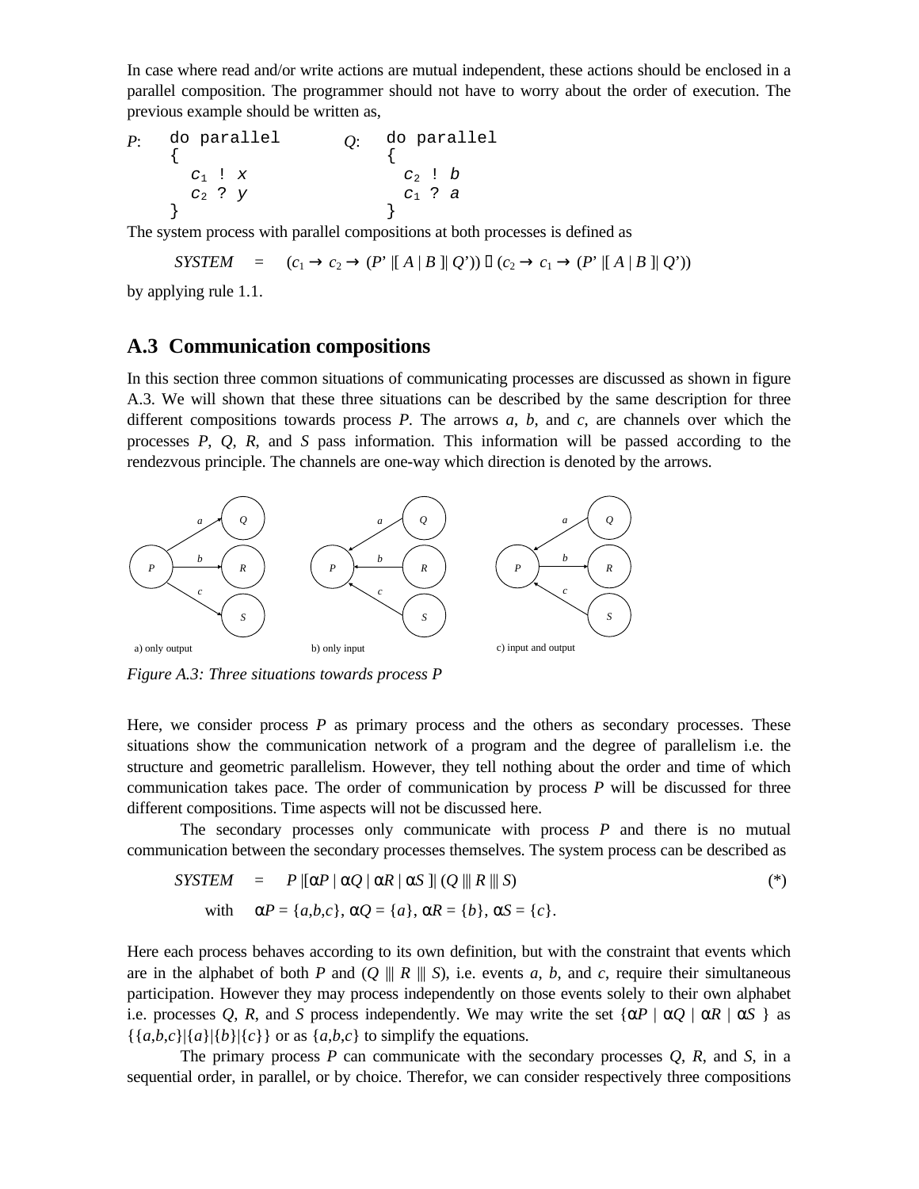In case where read and/or write actions are mutual independent, these actions should be enclosed in a parallel composition. The programmer should not have to worry about the order of execution. The previous example should be written as,

*P*:

```
do parallel
{
  c1 ! x
  c2 ? y
}
```

*Q*:

```
do parallel
{
  c2 ! b
  c1 ? a
}
```

The system process with parallel compositions at both processes is defined as

$$SYSTEM \quad = \quad (c_1 \rightarrow c_2 \rightarrow (P' \,|[\, A \mid B \,]|\, Q')) \,\square\, (c_2 \rightarrow c_1 \rightarrow (P' \,|[\, A \mid B \,]|\, Q'))$$

by applying rule 1.1.

## A.3 Communication compositions

In this section three common situations of communicating processes are discussed as shown in figure A.3. We will shown that these three situations can be described by the same description for three different compositions towards process *P*. The arrows *a*, *b*, and *c*, are channels over which the processes *P*, *Q*, *R*, and *S* pass information. This information will be passed according to the rendezvous principle. The channels are one-way which direction is denoted by the arrows.

a) only output    b) only input    c) input and output

*Figure A.3: Three situations towards process P*

Here, we consider process *P* as primary process and the others as secondary processes. These situations show the communication network of a program and the degree of parallelism i.e. the structure and geometric parallelism. However, they tell nothing about the order and time of which communication takes pace. The order of communication by process *P* will be discussed for three different compositions. Time aspects will not be discussed here.

The secondary processes only communicate with process *P* and there is no mutual communication between the secondary processes themselves. The system process can be described as

$$SYSTEM \quad = \quad P \,|[\alpha P \mid \alpha Q \mid \alpha R \mid \alpha S \,]|\, (Q \,|||\, R \,|||\, S) \qquad (*)$$

$$\text{with} \quad \alpha P = \{a,b,c\},\ \alpha Q = \{a\},\ \alpha R = \{b\},\ \alpha S = \{c\}.$$

Here each process behaves according to its own definition, but with the constraint that events which are in the alphabet of both *P* and $(Q \,|||\, R \,|||\, S)$, i.e. events *a*, *b*, and *c*, require their simultaneous participation. However they may process independently on those events solely to their own alphabet i.e. processes *Q*, *R*, and *S* process independently. We may write the set $\{\alpha P \mid \alpha Q \mid \alpha R \mid \alpha S\}$ as $\{\{a,b,c\}|\{a\}|\{b\}|\{c\}\}$ or as $\{a,b,c\}$ to simplify the equations.

The primary process *P* can communicate with the secondary processes *Q*, *R*, and *S*, in a sequential order, in parallel, or by choice. Therefor, we can consider respectively three compositions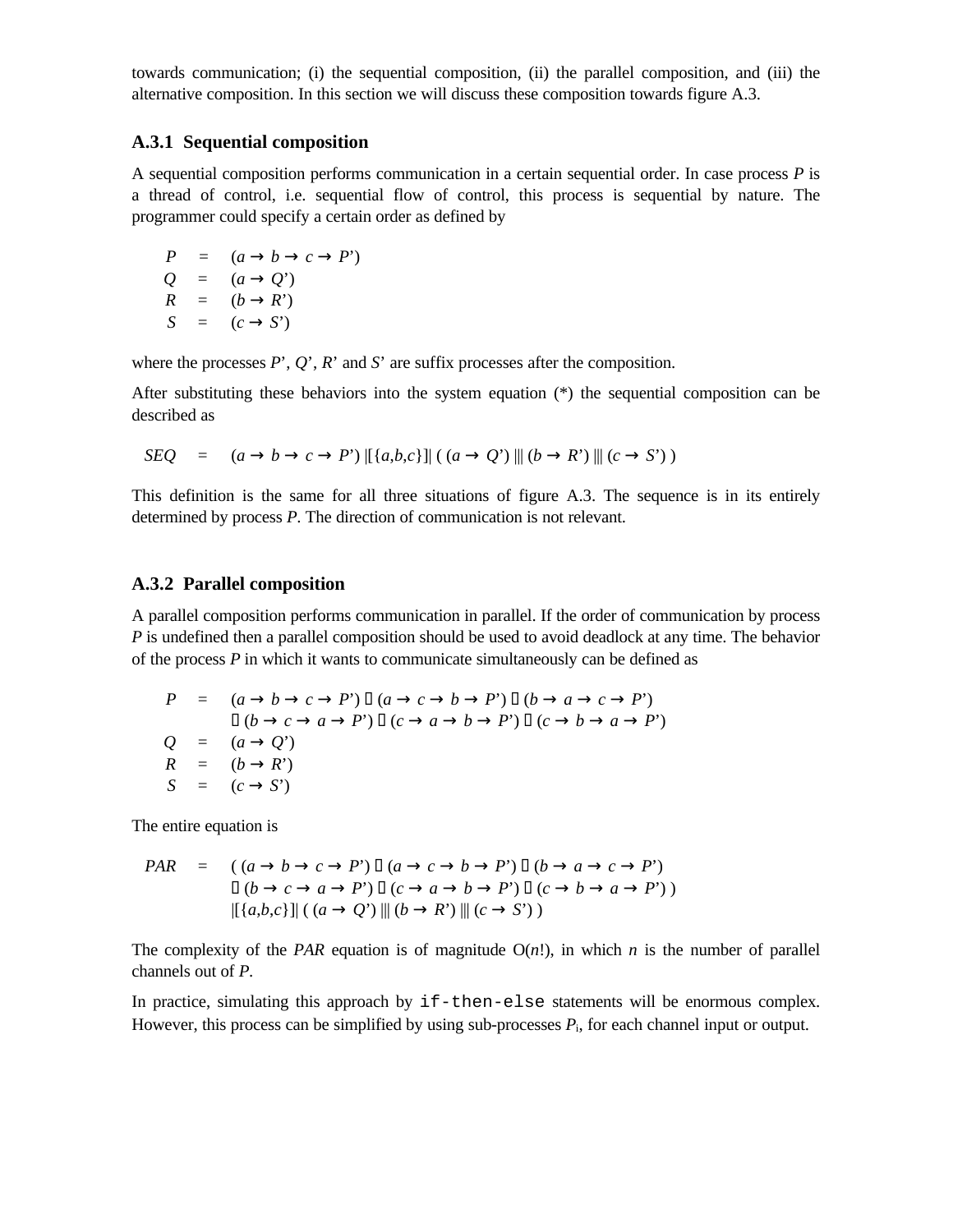towards communication; (i) the sequential composition, (ii) the parallel composition, and (iii) the alternative composition. In this section we will discuss these composition towards figure A.3.

### A.3.1 Sequential composition

A sequential composition performs communication in a certain sequential order. In case process *P* is a thread of control, i.e. sequential flow of control, this process is sequential by nature. The programmer could specify a certain order as defined by

$$
\begin{aligned}
P &= (a \rightarrow b \rightarrow c \rightarrow P') \\
Q &= (a \rightarrow Q') \\
R &= (b \rightarrow R') \\
S &= (c \rightarrow S')
\end{aligned}
$$

where the processes *P*', *Q*', *R*' and *S*' are suffix processes after the composition.

After substituting these behaviors into the system equation (*) the sequential composition can be described as

$$
SEQ = (a \rightarrow b \rightarrow c \rightarrow P') \,|[\{a,b,c\}]|\, (\, (a \rightarrow Q') \,|||\, (b \rightarrow R') \,|||\, (c \rightarrow S')\, )
$$

This definition is the same for all three situations of figure A.3. The sequence is in its entirely determined by process *P*. The direction of communication is not relevant.

### A.3.2 Parallel composition

A parallel composition performs communication in parallel. If the order of communication by process *P* is undefined then a parallel composition should be used to avoid deadlock at any time. The behavior of the process *P* in which it wants to communicate simultaneously can be defined as

$$
\begin{aligned}
P &= (a \rightarrow b \rightarrow c \rightarrow P') \,\square\, (a \rightarrow c \rightarrow b \rightarrow P') \,\square\, (b \rightarrow a \rightarrow c \rightarrow P') \\
&\quad \square\, (b \rightarrow c \rightarrow a \rightarrow P') \,\square\, (c \rightarrow a \rightarrow b \rightarrow P') \,\square\, (c \rightarrow b \rightarrow a \rightarrow P') \\
Q &= (a \rightarrow Q') \\
R &= (b \rightarrow R') \\
S &= (c \rightarrow S')
\end{aligned}
$$

The entire equation is

$$
\begin{aligned}
PAR = \; & (\, (a \rightarrow b \rightarrow c \rightarrow P') \,\square\, (a \rightarrow c \rightarrow b \rightarrow P') \,\square\, (b \rightarrow a \rightarrow c \rightarrow P') \\
& \square\, (b \rightarrow c \rightarrow a \rightarrow P') \,\square\, (c \rightarrow a \rightarrow b \rightarrow P') \,\square\, (c \rightarrow b \rightarrow a \rightarrow P')\, ) \\
& |[\{a,b,c\}]|\, (\, (a \rightarrow Q') \,|||\, (b \rightarrow R') \,|||\, (c \rightarrow S')\, )
\end{aligned}
$$

The complexity of the *PAR* equation is of magnitude $O(n!)$, in which *n* is the number of parallel channels out of *P*.

In practice, simulating this approach by `if-then-else` statements will be enormous complex. However, this process can be simplified by using sub-processes $P_i$, for each channel input or output.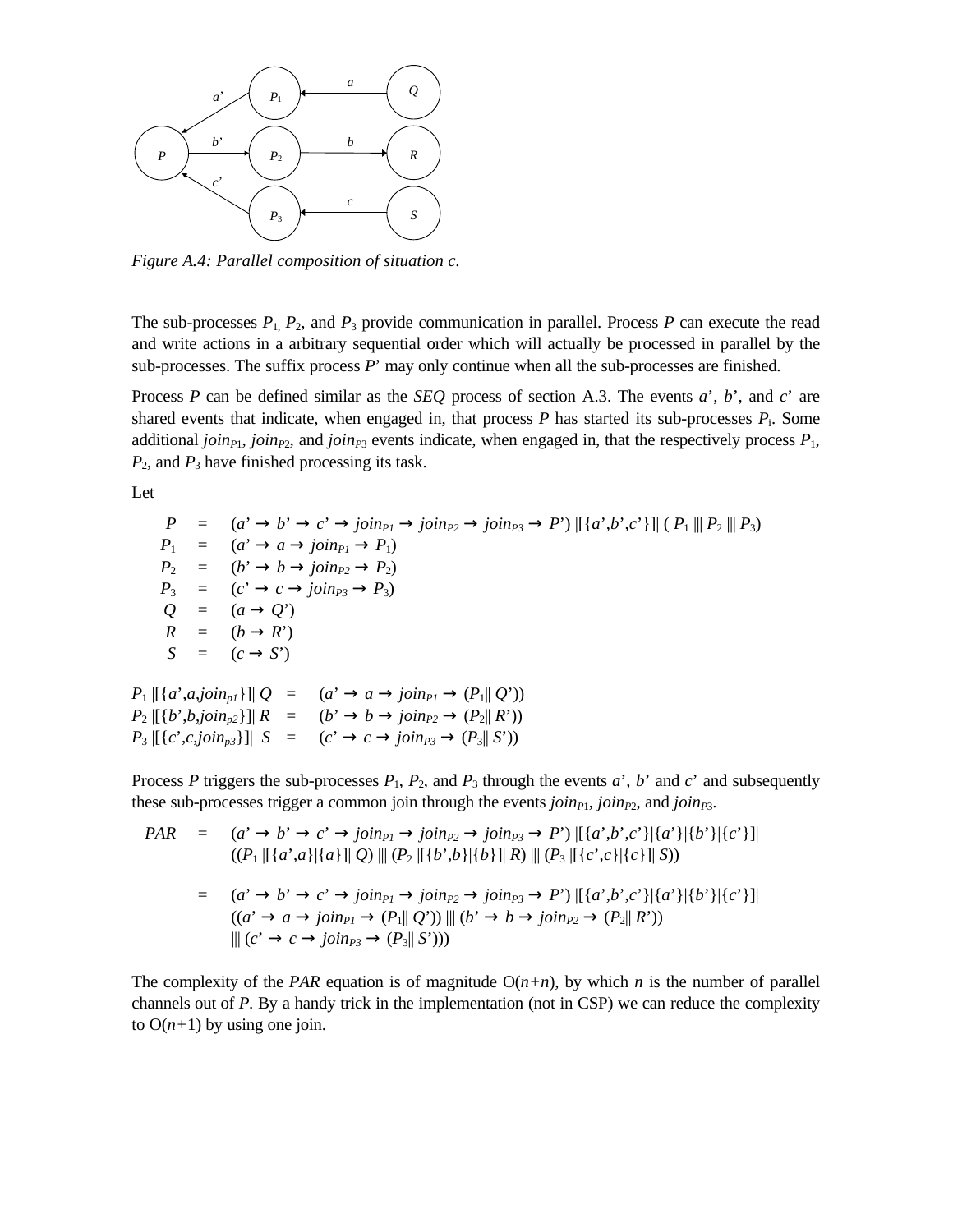*Figure A.4: Parallel composition of situation c.*

The sub-processes $P_1$, $P_2$, and $P_3$ provide communication in parallel. Process $P$ can execute the read and write actions in a arbitrary sequential order which will actually be processed in parallel by the sub-processes. The suffix process $P'$ may only continue when all the sub-processes are finished.

Process $P$ can be defined similar as the *SEQ* process of section A.3. The events $a'$, $b'$, and $c'$ are shared events that indicate, when engaged in, that process $P$ has started its sub-processes $P_i$. Some additional $join_{P1}$, $join_{P2}$, and $join_{P3}$ events indicate, when engaged in, that the respectively process $P_1$, $P_2$, and $P_3$ have finished processing its task.

Let

$$
\begin{aligned}
P &= (a' \rightarrow b' \rightarrow c' \rightarrow join_{P1} \rightarrow join_{P2} \rightarrow join_{P3} \rightarrow P') \,|[\{a',b',c'\}]|\, (P_1 \,|||\, P_2 \,|||\, P_3) \\
P_1 &= (a' \rightarrow a \rightarrow join_{P1} \rightarrow P_1) \\
P_2 &= (b' \rightarrow b \rightarrow join_{P2} \rightarrow P_2) \\
P_3 &= (c' \rightarrow c \rightarrow join_{P3} \rightarrow P_3) \\
Q &= (a \rightarrow Q') \\
R &= (b \rightarrow R') \\
S &= (c \rightarrow S')
\end{aligned}
$$

$$
\begin{aligned}
P_1 \,|[\{a',a,join_{p1}\}]|\, Q &= (a' \rightarrow a \rightarrow join_{P1} \rightarrow (P_1 \| Q')) \\
P_2 \,|[\{b',b,join_{p2}\}]|\, R &= (b' \rightarrow b \rightarrow join_{P2} \rightarrow (P_2 \| R')) \\
P_3 \,|[\{c',c,join_{p3}\}]|\, S &= (c' \rightarrow c \rightarrow join_{P3} \rightarrow (P_3 \| S'))
\end{aligned}
$$

Process $P$ triggers the sub-processes $P_1$, $P_2$, and $P_3$ through the events $a'$, $b'$ and $c'$ and subsequently these sub-processes trigger a common join through the events $join_{P1}$, $join_{P2}$, and $join_{P3}$.

$$
\begin{aligned}
PAR \;=\;& (a' \rightarrow b' \rightarrow c' \rightarrow join_{P1} \rightarrow join_{P2} \rightarrow join_{P3} \rightarrow P') \,|[\{a',b',c'\}|\{a'\}|\{b'\}|\{c'\}]| \\
& ((P_1 \,|[\{a',a\}|\{a\}]|\, Q) \,|||\, (P_2 \,|[\{b',b\}|\{b\}]|\, R) \,|||\, (P_3 \,|[\{c',c\}|\{c\}]|\, S)) \\
\\
=\;& (a' \rightarrow b' \rightarrow c' \rightarrow join_{P1} \rightarrow join_{P2} \rightarrow join_{P3} \rightarrow P') \,|[\{a',b',c'\}|\{a'\}|\{b'\}|\{c'\}]| \\
& ((a' \rightarrow a \rightarrow join_{P1} \rightarrow (P_1 \| Q')) \,|||\, (b' \rightarrow b \rightarrow join_{P2} \rightarrow (P_2 \| R')) \\
& |||\, (c' \rightarrow c \rightarrow join_{P3} \rightarrow (P_3 \| S')))
\end{aligned}
$$

The complexity of the *PAR* equation is of magnitude $O(n+n)$, by which $n$ is the number of parallel channels out of $P$. By a handy trick in the implementation (not in CSP) we can reduce the complexity to $O(n+1)$ by using one join.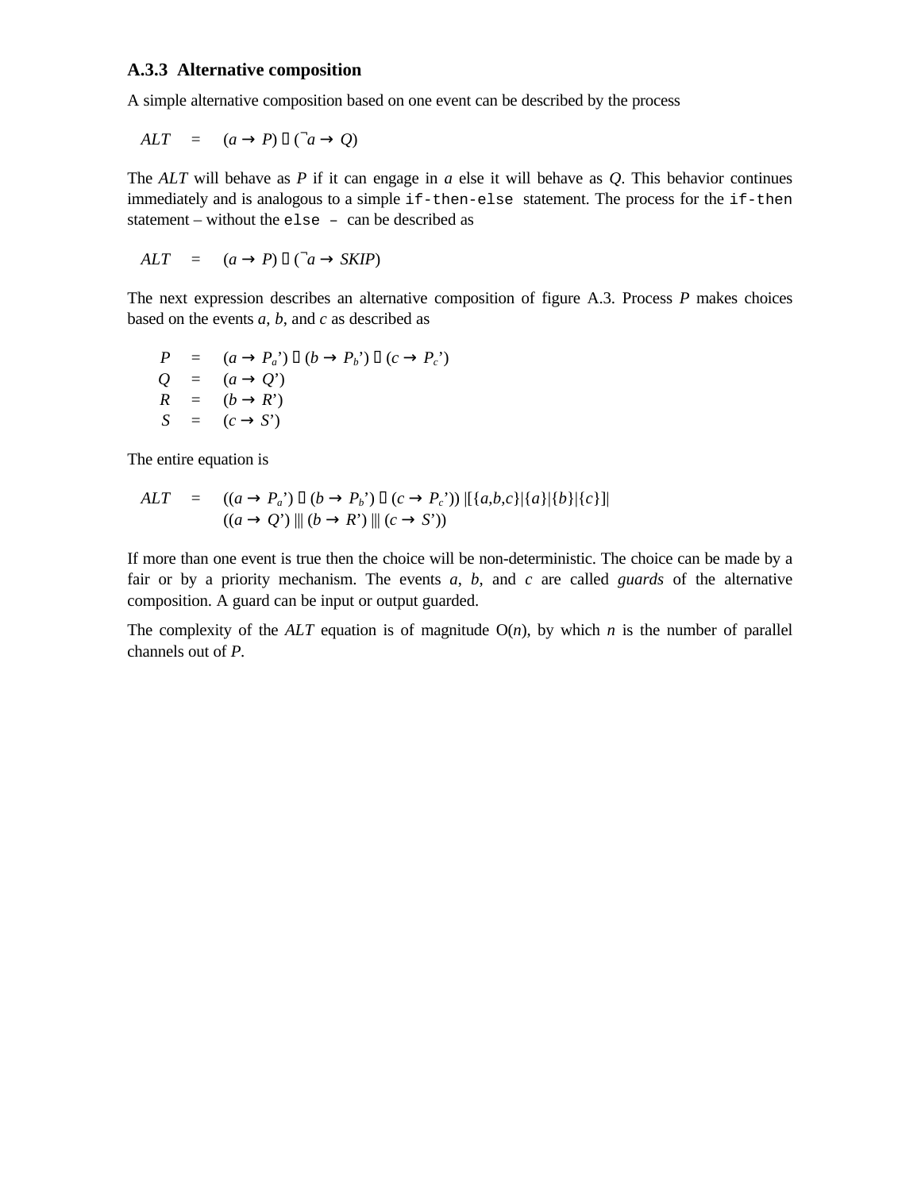### A.3.3 Alternative composition

A simple alternative composition based on one event can be described by the process

$$ALT \quad = \quad (a \rightarrow P) \,\square\, (\neg a \rightarrow Q)$$

The *ALT* will behave as *P* if it can engage in *a* else it will behave as *Q*. This behavior continues immediately and is analogous to a simple `if-then-else` statement. The process for the `if-then` statement – without the `else` – can be described as

$$ALT \quad = \quad (a \rightarrow P) \,\square\, (\neg a \rightarrow SKIP)$$

The next expression describes an alternative composition of figure A.3. Process *P* makes choices based on the events *a*, *b*, and *c* as described as

$$\begin{aligned} P &= (a \rightarrow P_a') \,\square\, (b \rightarrow P_b') \,\square\, (c \rightarrow P_c') \\ Q &= (a \rightarrow Q') \\ R &= (b \rightarrow R') \\ S &= (c \rightarrow S') \end{aligned}$$

The entire equation is

$$\begin{aligned} ALT \quad = \quad & ((a \rightarrow P_a') \,\square\, (b \rightarrow P_b') \,\square\, (c \rightarrow P_c')) \; |[\{a,b,c\}|\{a\}|\{b\}|\{c\}]| \\ & ((a \rightarrow Q') \;|||\; (b \rightarrow R') \;|||\; (c \rightarrow S')) \end{aligned}$$

If more than one event is true then the choice will be non-deterministic. The choice can be made by a fair or by a priority mechanism. The events *a*, *b*, and *c* are called *guards* of the alternative composition. A guard can be input or output guarded.

The complexity of the *ALT* equation is of magnitude O($n$), by which $n$ is the number of parallel channels out of *P*.